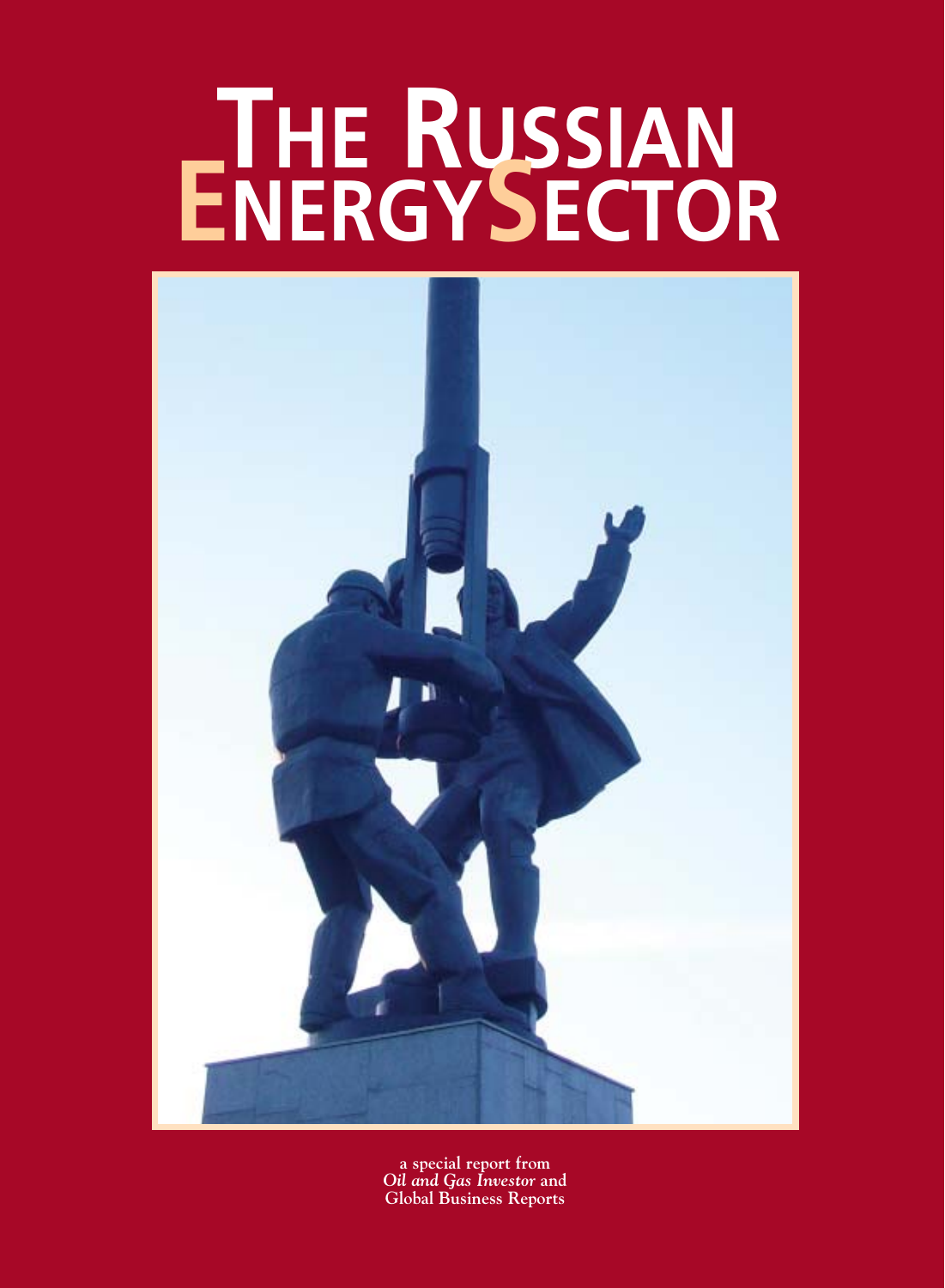# The Russian Energy Sector

a special report from
*Oil and Gas Investor* and
Global Business Reports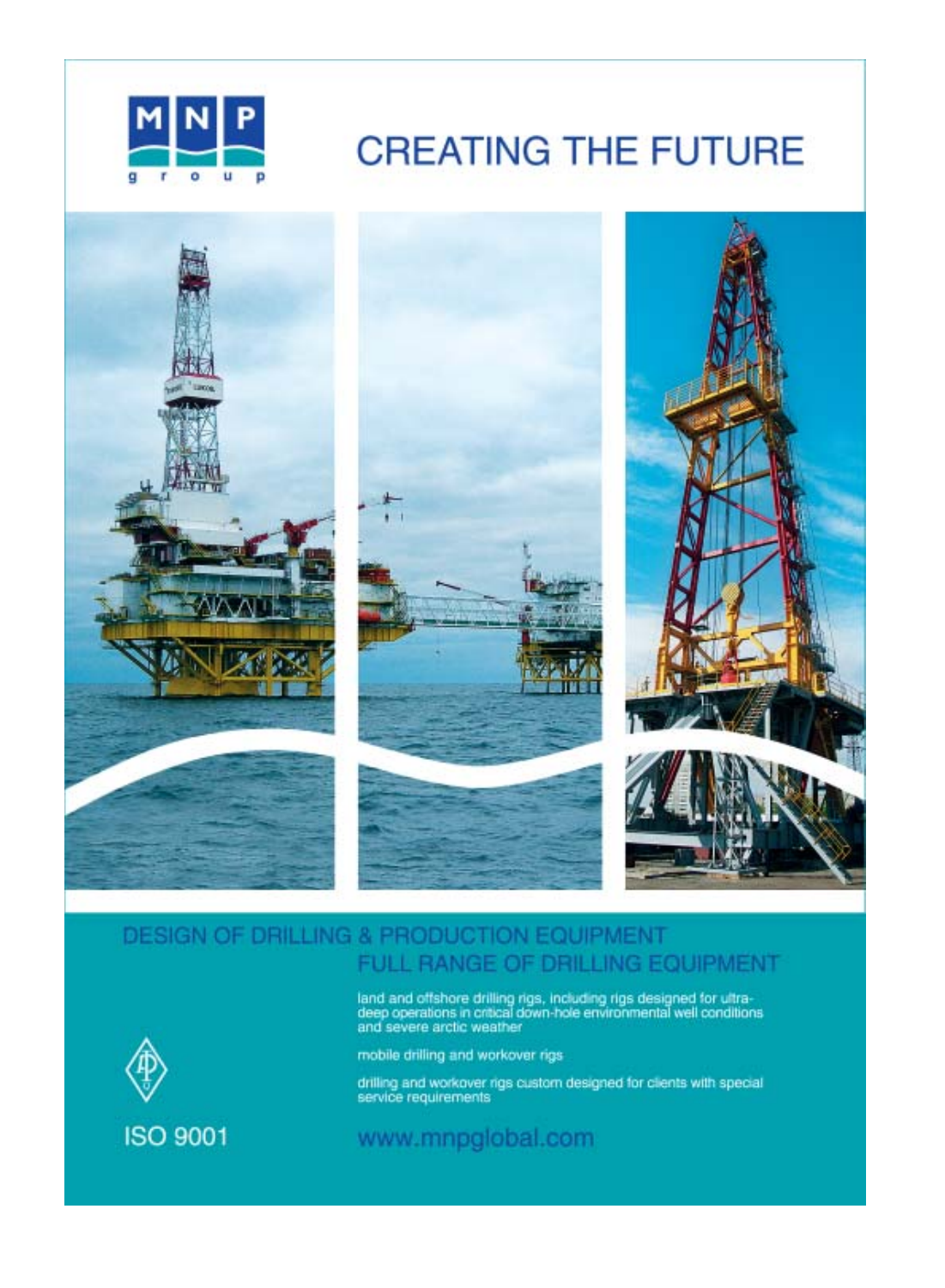MNP group

# CREATING THE FUTURE

## DESIGN OF DRILLING & PRODUCTION EQUIPMENT

## FULL RANGE OF DRILLING EQUIPMENT

land and offshore drilling rigs, including rigs designed for ultra-deep operations in critical down-hole environmental well conditions and severe arctic weather

mobile drilling and workover rigs

drilling and workover rigs custom designed for clients with special service requirements

ISO 9001

www.mnpglobal.com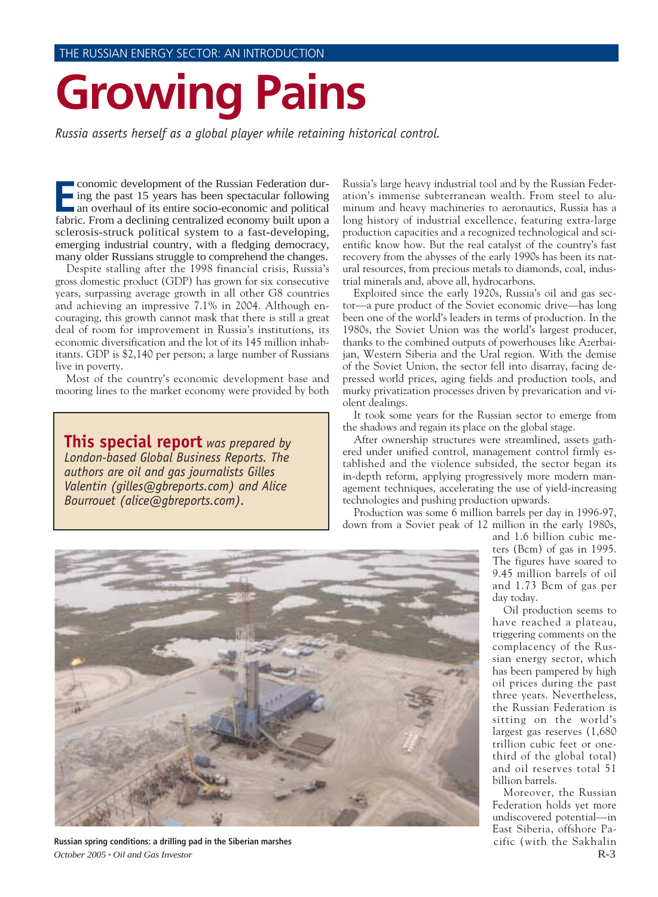THE RUSSIAN ENERGY SECTOR: AN INTRODUCTION

# Growing Pains

*Russia asserts herself as a global player while retaining historical control.*

Economic development of the Russian Federation during the past 15 years has been spectacular following an overhaul of its entire socio-economic and political fabric. From a declining centralized economy built upon a sclerosis-struck political system to a fast-developing, emerging industrial country, with a fledging democracy, many older Russians struggle to comprehend the changes.

Despite stalling after the 1998 financial crisis, Russia's gross domestic product (GDP) has grown for six consecutive years, surpassing average growth in all other G8 countries and achieving an impressive 7.1% in 2004. Although encouraging, this growth cannot mask that there is still a great deal of room for improvement in Russia's institutions, its economic diversification and the lot of its 145 million inhabitants. GDP is $2,140 per person; a large number of Russians live in poverty.

Most of the country's economic development base and mooring lines to the market economy were provided by both Russia's large heavy industrial tool and by the Russian Federation's immense subterranean wealth. From steel to aluminum and heavy machineries to aeronautics, Russia has a long history of industrial excellence, featuring extra-large production capacities and a recognized technological and scientific know how. But the real catalyst of the country's fast recovery from the abysses of the early 1990s has been its natural resources, from precious metals to diamonds, coal, industrial minerals and, above all, hydrocarbons.

Exploited since the early 1920s, Russia's oil and gas sector—a pure product of the Soviet economic drive—has long been one of the world's leaders in terms of production. In the 1980s, the Soviet Union was the world's largest producer, thanks to the combined outputs of powerhouses like Azerbaijan, Western Siberia and the Ural region. With the demise of the Soviet Union, the sector fell into disarray, facing depressed world prices, aging fields and production tools, and murky privatization processes driven by prevarication and violent dealings.

It took some years for the Russian sector to emerge from the shadows and regain its place on the global stage.

After ownership structures were streamlined, assets gathered under unified control, management control firmly established and the violence subsided, the sector began its in-depth reform, applying progressively more modern management techniques, accelerating the use of yield-increasing technologies and pushing production upwards.

Production was some 6 million barrels per day in 1996-97, down from a Soviet peak of 12 million in the early 1980s, and 1.6 billion cubic meters (Bcm) of gas in 1995. The figures have soared to 9.45 million barrels of oil and 1.73 Bcm of gas per day today.

Oil production seems to have reached a plateau, triggering comments on the complacency of the Russian energy sector, which has been pampered by high oil prices during the past three years. Nevertheless, the Russian Federation is sitting on the world's largest gas reserves (1,680 trillion cubic feet or one-third of the global total) and oil reserves total 51 billion barrels.

Moreover, the Russian Federation holds yet more undiscovered potential—in East Siberia, offshore Pacific (with the Sakhalin

**This special report** *was prepared by London-based Global Business Reports. The authors are oil and gas journalists Gilles Valentin (gilles@gbreports.com) and Alice Bourrouet (alice@gbreports.com).*

**Russian spring conditions: a drilling pad in the Siberian marshes**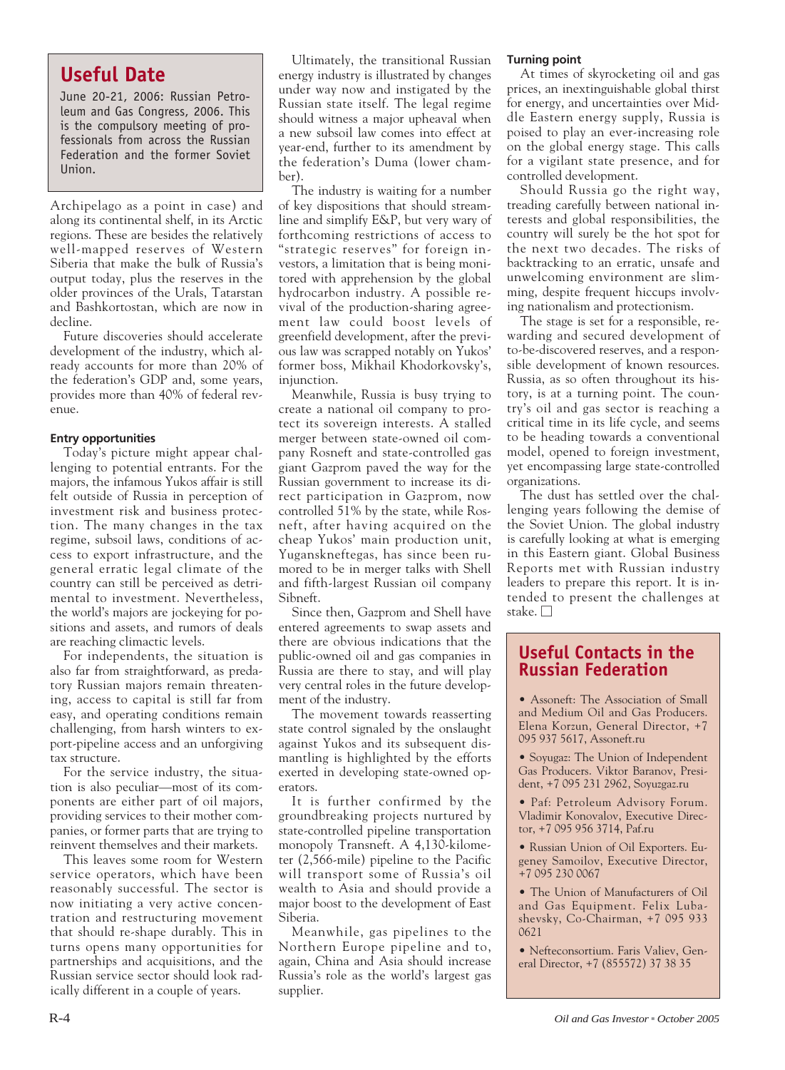## Useful Date

June 20-21, 2006: Russian Petroleum and Gas Congress, 2006. This is the compulsory meeting of professionals from across the Russian Federation and the former Soviet Union.

Archipelago as a point in case) and along its continental shelf, in its Arctic regions. These are besides the relatively well-mapped reserves of Western Siberia that make the bulk of Russia's output today, plus the reserves in the older provinces of the Urals, Tatarstan and Bashkortostan, which are now in decline.

Future discoveries should accelerate development of the industry, which already accounts for more than 20% of the federation's GDP and, some years, provides more than 40% of federal revenue.

### Entry opportunities

Today's picture might appear challenging to potential entrants. For the majors, the infamous Yukos affair is still felt outside of Russia in perception of investment risk and business protection. The many changes in the tax regime, subsoil laws, conditions of access to export infrastructure, and the general erratic legal climate of the country can still be perceived as detrimental to investment. Nevertheless, the world's majors are jockeying for positions and assets, and rumors of deals are reaching climactic levels.

For independents, the situation is also far from straightforward, as predatory Russian majors remain threatening, access to capital is still far from easy, and operating conditions remain challenging, from harsh winters to export-pipeline access and an unforgiving tax structure.

For the service industry, the situation is also peculiar—most of its components are either part of oil majors, providing services to their mother companies, or former parts that are trying to reinvent themselves and their markets.

This leaves some room for Western service operators, which have been reasonably successful. The sector is now initiating a very active concentration and restructuring movement that should re-shape durably. This in turns opens many opportunities for partnerships and acquisitions, and the Russian service sector should look radically different in a couple of years.

Ultimately, the transitional Russian energy industry is illustrated by changes under way now and instigated by the Russian state itself. The legal regime should witness a major upheaval when a new subsoil law comes into effect at year-end, further to its amendment by the federation's Duma (lower chamber).

The industry is waiting for a number of key dispositions that should streamline and simplify E&P, but very wary of forthcoming restrictions of access to "strategic reserves" for foreign investors, a limitation that is being monitored with apprehension by the global hydrocarbon industry. A possible revival of the production-sharing agreement law could boost levels of greenfield development, after the previous law was scrapped notably on Yukos' former boss, Mikhail Khodorkovsky's, injunction.

Meanwhile, Russia is busy trying to create a national oil company to protect its sovereign interests. A stalled merger between state-owned oil company Rosneft and state-controlled gas giant Gazprom paved the way for the Russian government to increase its direct participation in Gazprom, now controlled 51% by the state, while Rosneft, after having acquired on the cheap Yukos' main production unit, Yuganskneftegas, has since been rumored to be in merger talks with Shell and fifth-largest Russian oil company Sibneft.

Since then, Gazprom and Shell have entered agreements to swap assets and there are obvious indications that the public-owned oil and gas companies in Russia are there to stay, and will play very central roles in the future development of the industry.

The movement towards reasserting state control signaled by the onslaught against Yukos and its subsequent dismantling is highlighted by the efforts exerted in developing state-owned operators.

It is further confirmed by the groundbreaking projects nurtured by state-controlled pipeline transportation monopoly Transneft. A 4,130-kilometer (2,566-mile) pipeline to the Pacific will transport some of Russia's oil wealth to Asia and should provide a major boost to the development of East Siberia.

Meanwhile, gas pipelines to the Northern Europe pipeline and to, again, China and Asia should increase Russia's role as the world's largest gas supplier.

### Turning point

At times of skyrocketing oil and gas prices, an inextinguishable global thirst for energy, and uncertainties over Middle Eastern energy supply, Russia is poised to play an ever-increasing role on the global energy stage. This calls for a vigilant state presence, and for controlled development.

Should Russia go the right way, treading carefully between national interests and global responsibilities, the country will surely be the hot spot for the next two decades. The risks of backtracking to an erratic, unsafe and unwelcoming environment are slimming, despite frequent hiccups involving nationalism and protectionism.

The stage is set for a responsible, rewarding and secured development of to-be-discovered reserves, and a responsible development of known resources. Russia, as so often throughout its history, is at a turning point. The country's oil and gas sector is reaching a critical time in its life cycle, and seems to be heading towards a conventional model, opened to foreign investment, yet encompassing large state-controlled organizations.

The dust has settled over the challenging years following the demise of the Soviet Union. The global industry is carefully looking at what is emerging in this Eastern giant. Global Business Reports met with Russian industry leaders to prepare this report. It is intended to present the challenges at stake. □

## Useful Contacts in the Russian Federation

- Assoneft: The Association of Small and Medium Oil and Gas Producers. Elena Korzun, General Director, +7 095 937 5617, Assoneft.ru
- Soyugaz: The Union of Independent Gas Producers. Viktor Baranov, President, +7 095 231 2962, Soyuzgaz.ru
- Paf: Petroleum Advisory Forum. Vladimir Konovalov, Executive Director, +7 095 956 3714, Paf.ru
- Russian Union of Oil Exporters. Eugeney Samoilov, Executive Director, +7 095 230 0067
- The Union of Manufacturers of Oil and Gas Equipment. Felix Lubashevsky, Co-Chairman, +7 095 933 0621
- Nefteconsortium. Faris Valiev, General Director, +7 (855572) 37 38 35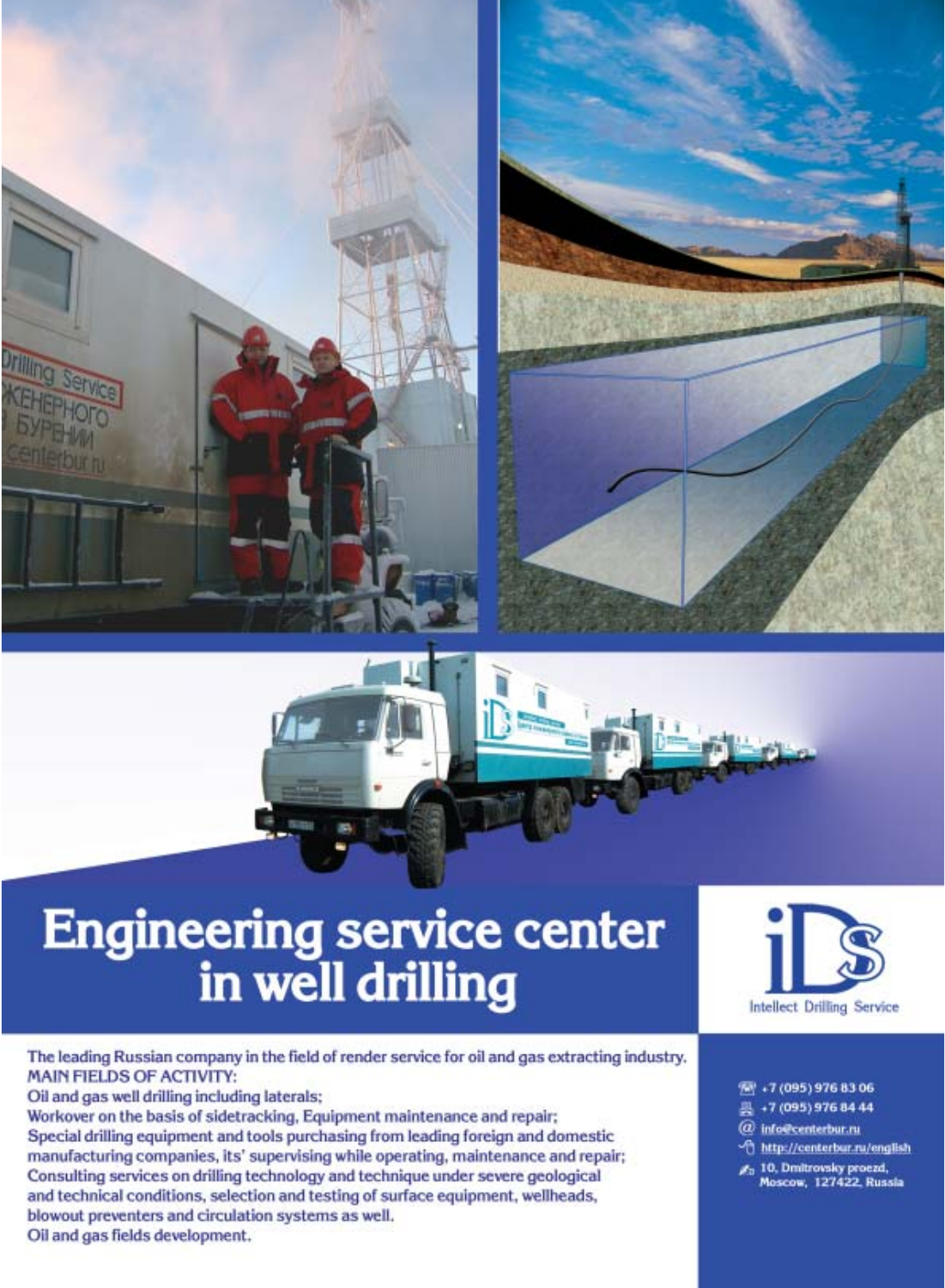# Engineering service center in well drilling

**iDS**
Intellect Drilling Service

The leading Russian company in the field of render service for oil and gas extracting industry.

**MAIN FIELDS OF ACTIVITY:**

Oil and gas well drilling including laterals;
Workover on the basis of sidetracking, Equipment maintenance and repair;
Special drilling equipment and tools purchasing from leading foreign and domestic manufacturing companies, its' supervising while operating, maintenance and repair;
Consulting services on drilling technology and technique under severe geological and technical conditions, selection and testing of surface equipment, wellheads, blowout preventers and circulation systems as well.
Oil and gas fields development.

+7 (095) 976 83 06
+7 (095) 976 84 44
info@centerbur.ru
http://centerbur.ru/english
10, Dmitrovsky proezd, Moscow, 127422, Russia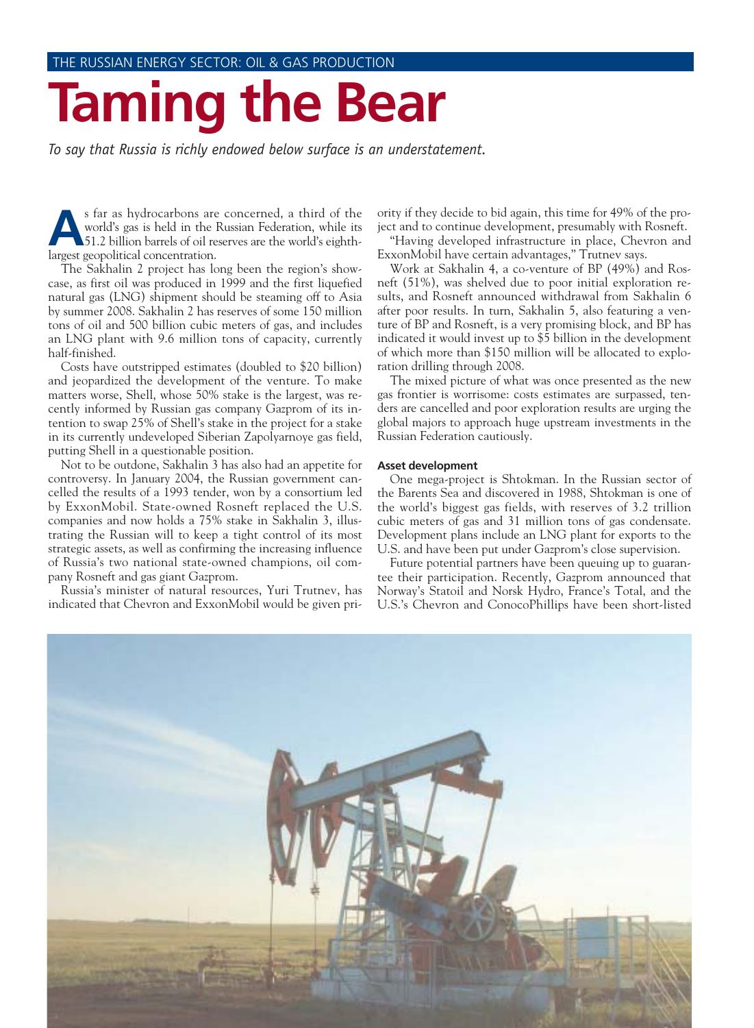THE RUSSIAN ENERGY SECTOR: OIL & GAS PRODUCTION

# Taming the Bear

*To say that Russia is richly endowed below surface is an understatement.*

As far as hydrocarbons are concerned, a third of the world's gas is held in the Russian Federation, while its 51.2 billion barrels of oil reserves are the world's eighth-largest geopolitical concentration.

The Sakhalin 2 project has long been the region's showcase, as first oil was produced in 1999 and the first liquefied natural gas (LNG) shipment should be steaming off to Asia by summer 2008. Sakhalin 2 has reserves of some 150 million tons of oil and 500 billion cubic meters of gas, and includes an LNG plant with 9.6 million tons of capacity, currently half-finished.

Costs have outstripped estimates (doubled to $20 billion) and jeopardized the development of the venture. To make matters worse, Shell, whose 50% stake is the largest, was recently informed by Russian gas company Gazprom of its intention to swap 25% of Shell's stake in the project for a stake in its currently undeveloped Siberian Zapolyarnoye gas field, putting Shell in a questionable position.

Not to be outdone, Sakhalin 3 has also had an appetite for controversy. In January 2004, the Russian government cancelled the results of a 1993 tender, won by a consortium led by ExxonMobil. State-owned Rosneft replaced the U.S. companies and now holds a 75% stake in Sakhalin 3, illustrating the Russian will to keep a tight control of its most strategic assets, as well as confirming the increasing influence of Russia's two national state-owned champions, oil company Rosneft and gas giant Gazprom.

Russia's minister of natural resources, Yuri Trutnev, has indicated that Chevron and ExxonMobil would be given priority if they decide to bid again, this time for 49% of the project and to continue development, presumably with Rosneft.

"Having developed infrastructure in place, Chevron and ExxonMobil have certain advantages," Trutnev says.

Work at Sakhalin 4, a co-venture of BP (49%) and Rosneft (51%), was shelved due to poor initial exploration results, and Rosneft announced withdrawal from Sakhalin 6 after poor results. In turn, Sakhalin 5, also featuring a venture of BP and Rosneft, is a very promising block, and BP has indicated it would invest up to $5 billion in the development of which more than $150 million will be allocated to exploration drilling through 2008.

The mixed picture of what was once presented as the new gas frontier is worrisome: costs estimates are surpassed, tenders are cancelled and poor exploration results are urging the global majors to approach huge upstream investments in the Russian Federation cautiously.

### Asset development

One mega-project is Shtokman. In the Russian sector of the Barents Sea and discovered in 1988, Shtokman is one of the world's biggest gas fields, with reserves of 3.2 trillion cubic meters of gas and 31 million tons of gas condensate. Development plans include an LNG plant for exports to the U.S. and have been put under Gazprom's close supervision.

Future potential partners have been queuing up to guarantee their participation. Recently, Gazprom announced that Norway's Statoil and Norsk Hydro, France's Total, and the U.S.'s Chevron and ConocoPhillips have been short-listed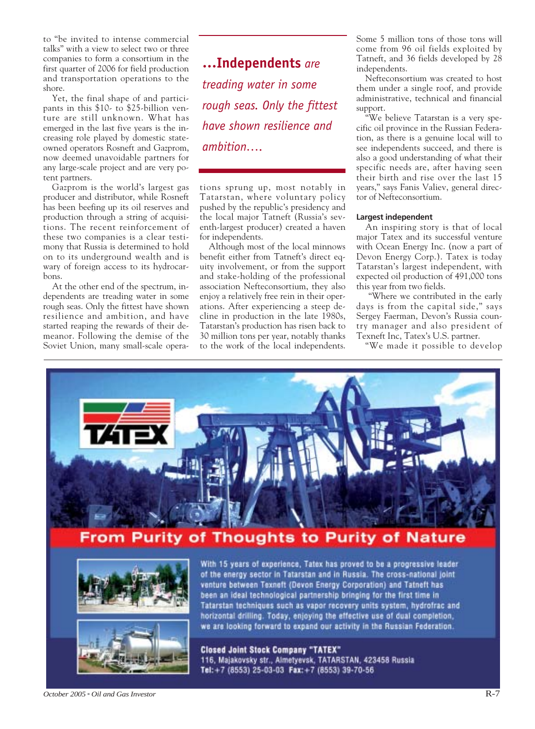to "be invited to intense commercial talks" with a view to select two or three companies to form a consortium in the first quarter of 2006 for field production and transportation operations to the shore.

Yet, the final shape of and participants in this $10- to $25-billion venture are still unknown. What has emerged in the last five years is the increasing role played by domestic state-owned operators Rosneft and Gazprom, now deemed unavoidable partners for any large-scale project and are very potent partners.

Gazprom is the world's largest gas producer and distributor, while Rosneft has been beefing up its oil reserves and production through a string of acquisitions. The recent reinforcement of these two companies is a clear testimony that Russia is determined to hold on to its underground wealth and is wary of foreign access to its hydrocarbons.

At the other end of the spectrum, independents are treading water in some rough seas. Only the fittest have shown resilience and ambition, and have started reaping the rewards of their demeanor. Following the demise of the Soviet Union, many small-scale operations sprung up, most notably in Tatarstan, where voluntary policy pushed by the republic's presidency and the local major Tatneft (Russia's seventh-largest producer) created a haven for independents.

> ***...Independents** are treading water in some rough seas. Only the fittest have shown resilience and ambition....*

Although most of the local minnows benefit either from Tatneft's direct equity involvement, or from the support and stake-holding of the professional association Nefteconsortium, they also enjoy a relatively free rein in their operations. After experiencing a steep decline in production in the late 1980s, Tatarstan's production has risen back to 30 million tons per year, notably thanks to the work of the local independents. Some 5 million tons of those tons will come from 96 oil fields exploited by Tatneft, and 36 fields developed by 28 independents.

Nefteconsortium was created to host them under a single roof, and provide administrative, technical and financial support.

"We believe Tatarstan is a very specific oil province in the Russian Federation, as there is a genuine local will to see independents succeed, and there is also a good understanding of what their specific needs are, after having seen their birth and rise over the last 15 years," says Fanis Valiev, general director of Nefteconsortium.

### Largest independent

An inspiring story is that of local major Tatex and its successful venture with Ocean Energy Inc. (now a part of Devon Energy Corp.). Tatex is today Tatarstan's largest independent, with expected oil production of 491,000 tons this year from two fields.

"Where we contributed in the early days is from the capital side," says Sergey Faerman, Devon's Russia country manager and also president of Texneft Inc, Tatex's U.S. partner.

"We made it possible to develop

**TATEX**

**From Purity of Thoughts to Purity of Nature**

With 15 years of experience, Tatex has proved to be a progressive leader of the energy sector in Tatarstan and in Russia. The cross-national joint venture between Texneft (Devon Energy Corporation) and Tatneft has been an ideal technological partnership bringing for the first time in Tatarstan techniques such as vapor recovery units system, hydrofrac and horizontal drilling. Today, enjoying the effective use of dual completion, we are looking forward to expand our activity in the Russian Federation.

**Closed Joint Stock Company "TATEX"**
116, Majakovsky str., Almetyevsk, TATARSTAN, 423458 Russia
**Tel:** +7 (8553) 25-03-03 **Fax:** +7 (8553) 39-70-56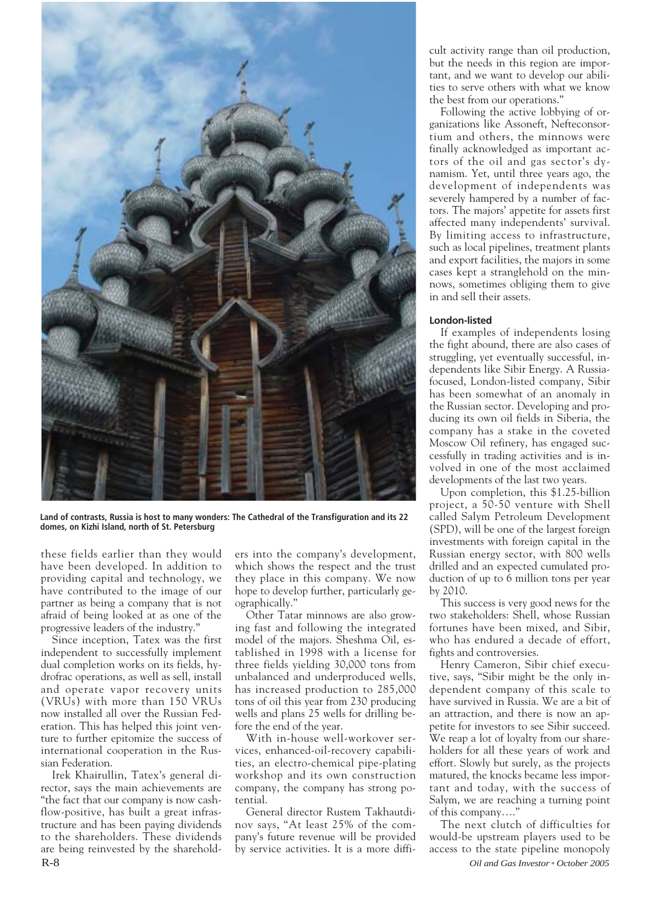Land of contrasts, Russia is host to many wonders: The Cathedral of the Transfiguration and its 22 domes, on Kizhi Island, north of St. Petersburg

these fields earlier than they would have been developed. In addition to providing capital and technology, we have contributed to the image of our partner as being a company that is not afraid of being looked at as one of the progressive leaders of the industry."

Since inception, Tatex was the first independent to successfully implement dual completion works on its fields, hydrofrac operations, as well as sell, install and operate vapor recovery units (VRUs) with more than 150 VRUs now installed all over the Russian Federation. This has helped this joint venture to further epitomize the success of international cooperation in the Russian Federation.

Irek Khairullin, Tatex's general director, says the main achievements are "the fact that our company is now cash-flow-positive, has built a great infrastructure and has been paying dividends to the shareholders. These dividends are being reinvested by the shareholders into the company's development, which shows the respect and the trust they place in this company. We now hope to develop further, particularly geographically."

Other Tatar minnows are also growing fast and following the integrated model of the majors. Sheshma Oil, established in 1998 with a license for three fields yielding 30,000 tons from unbalanced and underproduced wells, has increased production to 285,000 tons of oil this year from 230 producing wells and plans 25 wells for drilling before the end of the year.

With in-house well-workover services, enhanced-oil-recovery capabilities, an electro-chemical pipe-plating workshop and its own construction company, the company has strong potential.

General director Rustem Takhautdinov says, "At least 25% of the company's future revenue will be provided by service activities. It is a more difficult activity range than oil production, but the needs in this region are important, and we want to develop our abilities to serve others with what we know the best from our operations."

Following the active lobbying of organizations like Assoneft, Nefteconsortium and others, the minnows were finally acknowledged as important actors of the oil and gas sector's dynamism. Yet, until three years ago, the development of independents was severely hampered by a number of factors. The majors' appetite for assets first affected many independents' survival. By limiting access to infrastructure, such as local pipelines, treatment plants and export facilities, the majors in some cases kept a stranglehold on the minnows, sometimes obliging them to give in and sell their assets.

#### London-listed

If examples of independents losing the fight abound, there are also cases of struggling, yet eventually successful, independents like Sibir Energy. A Russia-focused, London-listed company, Sibir has been somewhat of an anomaly in the Russian sector. Developing and producing its own oil fields in Siberia, the company has a stake in the coveted Moscow Oil refinery, has engaged successfully in trading activities and is involved in one of the most acclaimed developments of the last two years.

Upon completion, this $1.25-billion project, a 50-50 venture with Shell called Salym Petroleum Development (SPD), will be one of the largest foreign investments with foreign capital in the Russian energy sector, with 800 wells drilled and an expected cumulated production of up to 6 million tons per year by 2010.

This success is very good news for the two stakeholders: Shell, whose Russian fortunes have been mixed, and Sibir, who has endured a decade of effort, fights and controversies.

Henry Cameron, Sibir chief executive, says, "Sibir might be the only independent company of this scale to have survived in Russia. We are a bit of an attraction, and there is now an appetite for investors to see Sibir succeed. We reap a lot of loyalty from our shareholders for all these years of work and effort. Slowly but surely, as the projects matured, the knocks became less important and today, with the success of Salym, we are reaching a turning point of this company…."

The next clutch of difficulties for would-be upstream players used to be access to the state pipeline monopoly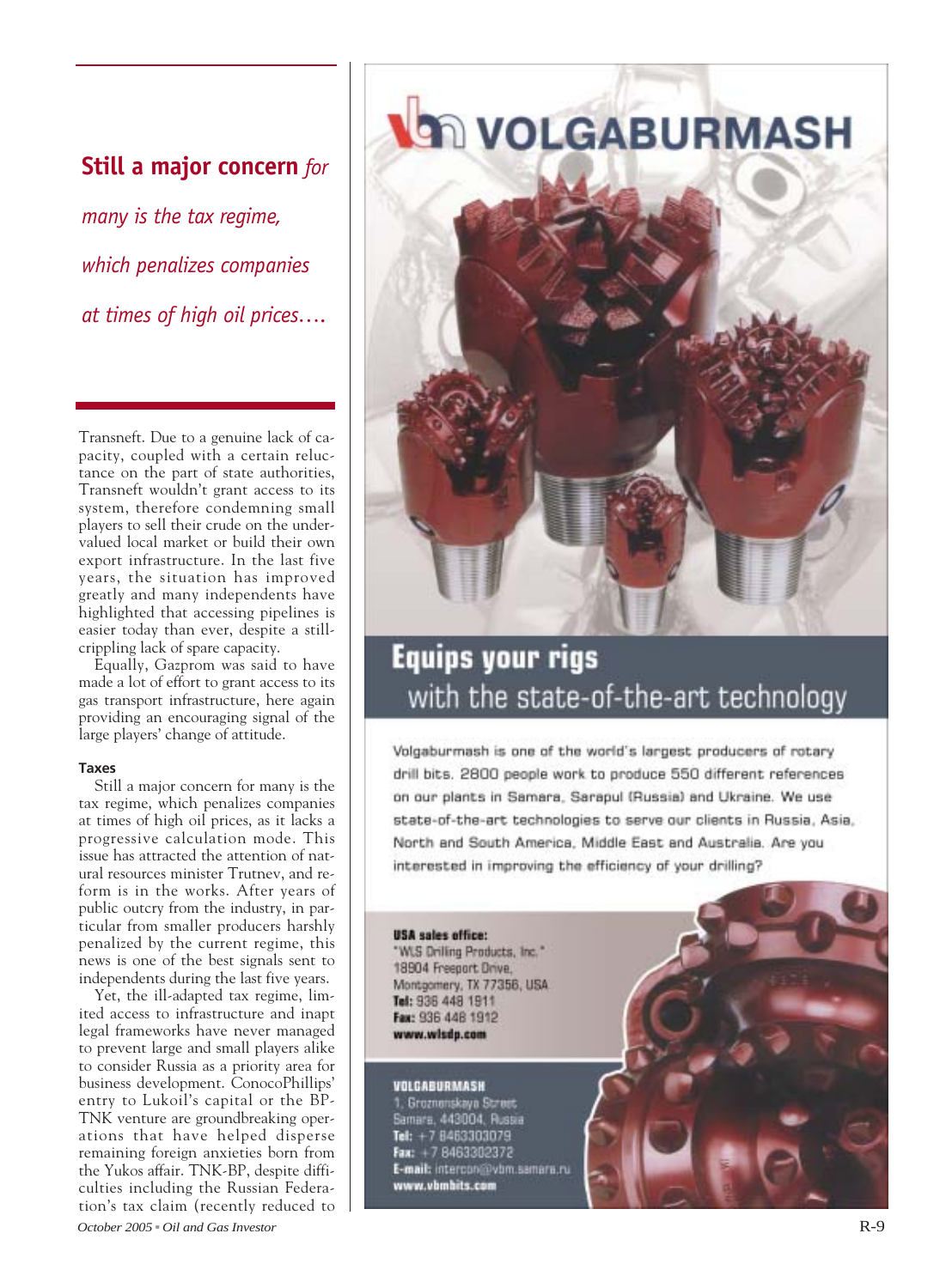**Still a major concern** *for many is the tax regime, which penalizes companies at times of high oil prices….*

Transneft. Due to a genuine lack of capacity, coupled with a certain reluctance on the part of state authorities, Transneft wouldn't grant access to its system, therefore condemning small players to sell their crude on the undervalued local market or build their own export infrastructure. In the last five years, the situation has improved greatly and many independents have highlighted that accessing pipelines is easier today than ever, despite a still-crippling lack of spare capacity.

Equally, Gazprom was said to have made a lot of effort to grant access to its gas transport infrastructure, here again providing an encouraging signal of the large players' change of attitude.

#### Taxes

Still a major concern for many is the tax regime, which penalizes companies at times of high oil prices, as it lacks a progressive calculation mode. This issue has attracted the attention of natural resources minister Trutnev, and reform is in the works. After years of public outcry from the industry, in particular from smaller producers harshly penalized by the current regime, this news is one of the best signals sent to independents during the last five years.

Yet, the ill-adapted tax regime, limited access to infrastructure and inapt legal frameworks have never managed to prevent large and small players alike to consider Russia as a priority area for business development. ConocoPhillips' entry to Lukoil's capital or the BP-TNK venture are groundbreaking operations that have helped disperse remaining foreign anxieties born from the Yukos affair. TNK-BP, despite difficulties including the Russian Federation's tax claim (recently reduced to

# VOLGABURMASH

## Equips your rigs with the state-of-the-art technology

Volgaburmash is one of the world's largest producers of rotary drill bits. 2800 people work to produce 550 different references on our plants in Samara, Sarapul (Russia) and Ukraine. We use state-of-the-art technologies to serve our clients in Russia, Asia, North and South America, Middle East and Australia. Are you interested in improving the efficiency of your drilling?

**USA sales office:**
"WLS Drilling Products, Inc."
18904 Freeport Drive,
Montgomery, TX 77356, USA
**Tel:** 936 448 1911
**Fax:** 936 448 1912
**www.wlsdp.com**

**VOLGABURMASH**
1, Groznenskaya Street
Samara, 443004, Russia
**Tel:** +7 8463303079
**Fax:** +7 8463302372
**E-mail:** intercon@vbm.samara.ru
**www.vbmbits.com**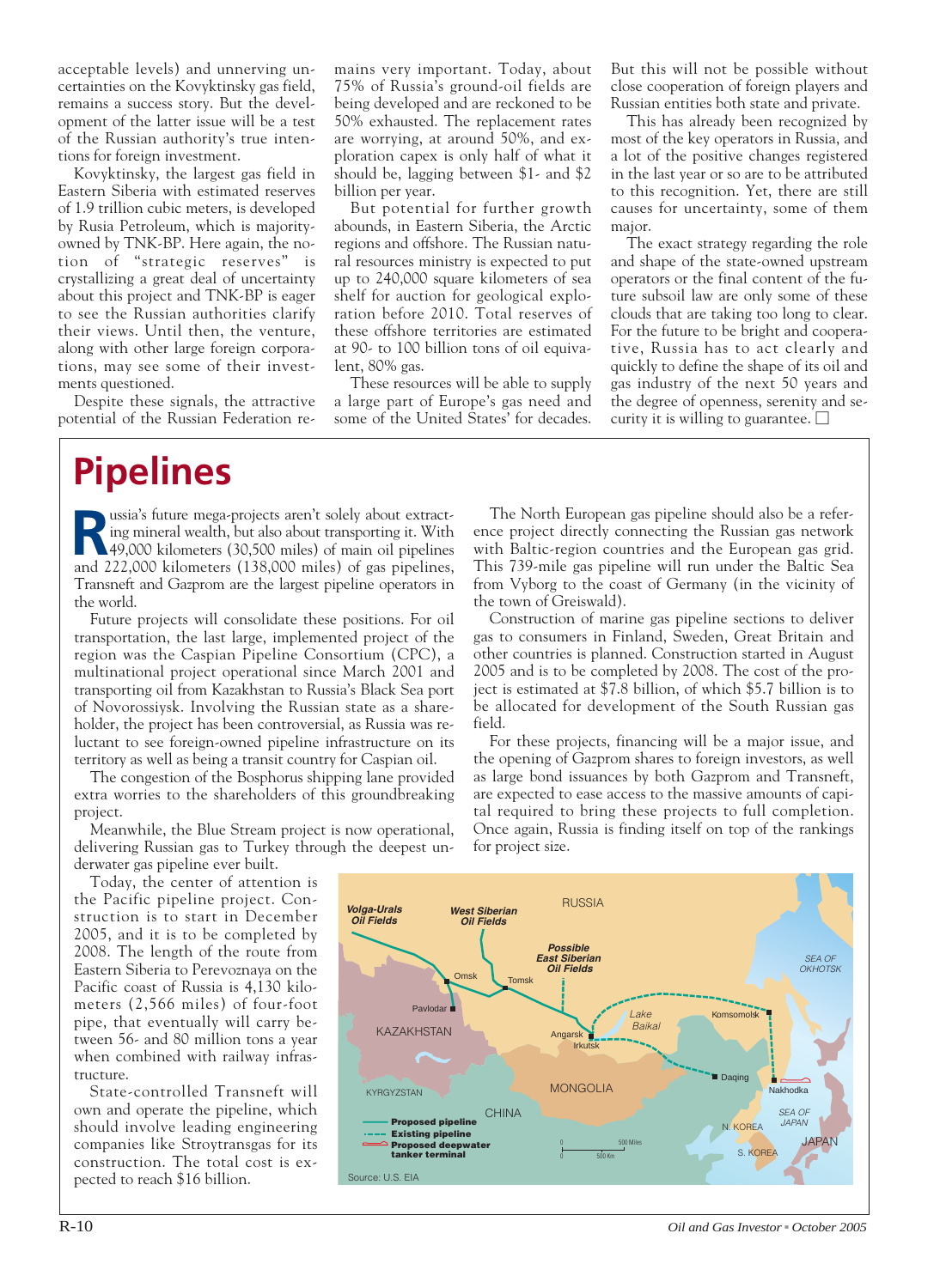acceptable levels) and unnerving uncertainties on the Kovyktinsky gas field, remains a success story. But the development of the latter issue will be a test of the Russian authority's true intentions for foreign investment.

Kovyktinsky, the largest gas field in Eastern Siberia with estimated reserves of 1.9 trillion cubic meters, is developed by Rusia Petroleum, which is majority-owned by TNK-BP. Here again, the notion of "strategic reserves" is crystallizing a great deal of uncertainty about this project and TNK-BP is eager to see the Russian authorities clarify their views. Until then, the venture, along with other large foreign corporations, may see some of their investments questioned.

Despite these signals, the attractive potential of the Russian Federation remains very important. Today, about 75% of Russia's ground-oil fields are being developed and are reckoned to be 50% exhausted. The replacement rates are worrying, at around 50%, and exploration capex is only half of what it should be, lagging between $1- and $2 billion per year.

But potential for further growth abounds, in Eastern Siberia, the Arctic regions and offshore. The Russian natural resources ministry is expected to put up to 240,000 square kilometers of sea shelf for auction for geological exploration before 2010. Total reserves of these offshore territories are estimated at 90- to 100 billion tons of oil equivalent, 80% gas.

These resources will be able to supply a large part of Europe's gas need and some of the United States' for decades. But this will not be possible without close cooperation of foreign players and Russian entities both state and private.

This has already been recognized by most of the key operators in Russia, and a lot of the positive changes registered in the last year or so are to be attributed to this recognition. Yet, there are still causes for uncertainty, some of them major.

The exact strategy regarding the role and shape of the state-owned upstream operators or the final content of the future subsoil law are only some of these clouds that are taking too long to clear. For the future to be bright and cooperative, Russia has to act clearly and quickly to define the shape of its oil and gas industry of the next 50 years and the degree of openness, serenity and security it is willing to guarantee. □

# Pipelines

Russia's future mega-projects aren't solely about extracting mineral wealth, but also about transporting it. With 49,000 kilometers (30,500 miles) of main oil pipelines and 222,000 kilometers (138,000 miles) of gas pipelines, Transneft and Gazprom are the largest pipeline operators in the world.

Future projects will consolidate these positions. For oil transportation, the last large, implemented project of the region was the Caspian Pipeline Consortium (CPC), a multinational project operational since March 2001 and transporting oil from Kazakhstan to Russia's Black Sea port of Novorossiysk. Involving the Russian state as a shareholder, the project has been controversial, as Russia was reluctant to see foreign-owned pipeline infrastructure on its territory as well as being a transit country for Caspian oil.

The congestion of the Bosphorus shipping lane provided extra worries to the shareholders of this groundbreaking project.

Meanwhile, the Blue Stream project is now operational, delivering Russian gas to Turkey through the deepest underwater gas pipeline ever built.

Today, the center of attention is the Pacific pipeline project. Construction is to start in December 2005, and it is to be completed by 2008. The length of the route from Eastern Siberia to Perevoznaya on the Pacific coast of Russia is 4,130 kilometers (2,566 miles) of four-foot pipe, that eventually will carry between 56- and 80 million tons a year when combined with railway infrastructure.

State-controlled Transneft will own and operate the pipeline, which should involve leading engineering companies like Stroytransgas for its construction. The total cost is expected to reach $16 billion.

The North European gas pipeline should also be a reference project directly connecting the Russian gas network with Baltic-region countries and the European gas grid. This 739-mile gas pipeline will run under the Baltic Sea from Vyborg to the coast of Germany (in the vicinity of the town of Greiswald).

Construction of marine gas pipeline sections to deliver gas to consumers in Finland, Sweden, Great Britain and other countries is planned. Construction started in August 2005 and is to be completed by 2008. The cost of the project is estimated at $7.8 billion, of which $5.7 billion is to be allocated for development of the South Russian gas field.

For these projects, financing will be a major issue, and the opening of Gazprom shares to foreign investors, as well as large bond issuances by both Gazprom and Transneft, are expected to ease access to the massive amounts of capital required to bring these projects to full completion. Once again, Russia is finding itself on top of the rankings for project size.

Source: U.S. EIA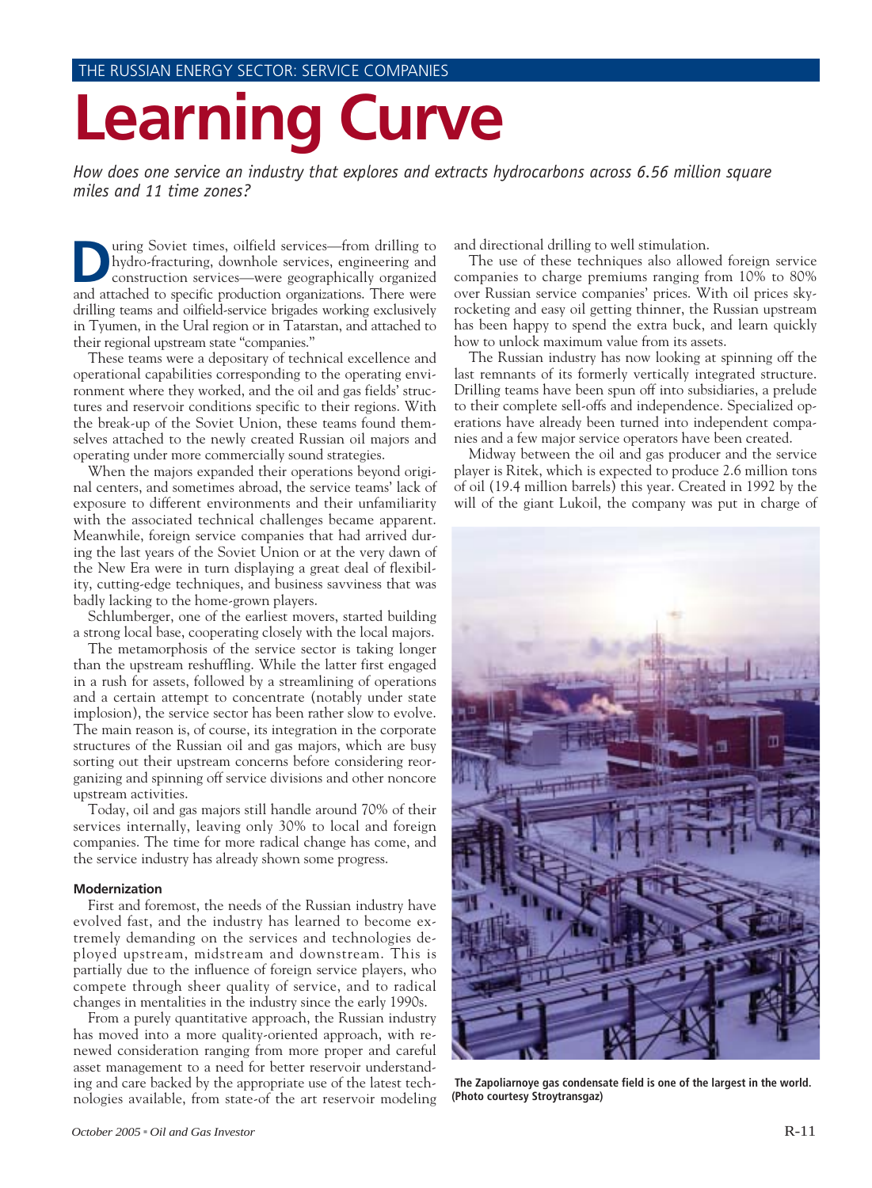THE RUSSIAN ENERGY SECTOR: SERVICE COMPANIES

# Learning Curve

*How does one service an industry that explores and extracts hydrocarbons across 6.56 million square miles and 11 time zones?*

During Soviet times, oilfield services—from drilling to hydro-fracturing, downhole services, engineering and construction services—were geographically organized and attached to specific production organizations. There were drilling teams and oilfield-service brigades working exclusively in Tyumen, in the Ural region or in Tatarstan, and attached to their regional upstream state "companies."

These teams were a depositary of technical excellence and operational capabilities corresponding to the operating environment where they worked, and the oil and gas fields' structures and reservoir conditions specific to their regions. With the break-up of the Soviet Union, these teams found themselves attached to the newly created Russian oil majors and operating under more commercially sound strategies.

When the majors expanded their operations beyond original centers, and sometimes abroad, the service teams' lack of exposure to different environments and their unfamiliarity with the associated technical challenges became apparent. Meanwhile, foreign service companies that had arrived during the last years of the Soviet Union or at the very dawn of the New Era were in turn displaying a great deal of flexibility, cutting-edge techniques, and business savviness that was badly lacking to the home-grown players.

Schlumberger, one of the earliest movers, started building a strong local base, cooperating closely with the local majors.

The metamorphosis of the service sector is taking longer than the upstream reshuffling. While the latter first engaged in a rush for assets, followed by a streamlining of operations and a certain attempt to concentrate (notably under state implosion), the service sector has been rather slow to evolve. The main reason is, of course, its integration in the corporate structures of the Russian oil and gas majors, which are busy sorting out their upstream concerns before considering reorganizing and spinning off service divisions and other noncore upstream activities.

Today, oil and gas majors still handle around 70% of their services internally, leaving only 30% to local and foreign companies. The time for more radical change has come, and the service industry has already shown some progress.

### Modernization

First and foremost, the needs of the Russian industry have evolved fast, and the industry has learned to become extremely demanding on the services and technologies deployed upstream, midstream and downstream. This is partially due to the influence of foreign service players, who compete through sheer quality of service, and to radical changes in mentalities in the industry since the early 1990s.

From a purely quantitative approach, the Russian industry has moved into a more quality-oriented approach, with renewed consideration ranging from more proper and careful asset management to a need for better reservoir understanding and care backed by the appropriate use of the latest technologies available, from state-of the art reservoir modeling and directional drilling to well stimulation.

The use of these techniques also allowed foreign service companies to charge premiums ranging from 10% to 80% over Russian service companies' prices. With oil prices skyrocketing and easy oil getting thinner, the Russian upstream has been happy to spend the extra buck, and learn quickly how to unlock maximum value from its assets.

The Russian industry has now looking at spinning off the last remnants of its formerly vertically integrated structure. Drilling teams have been spun off into subsidiaries, a prelude to their complete sell-offs and independence. Specialized operations have already been turned into independent companies and a few major service operators have been created.

Midway between the oil and gas producer and the service player is Ritek, which is expected to produce 2.6 million tons of oil (19.4 million barrels) this year. Created in 1992 by the will of the giant Lukoil, the company was put in charge of

**The Zapoliarnoye gas condensate field is one of the largest in the world. (Photo courtesy Stroytransgaz)**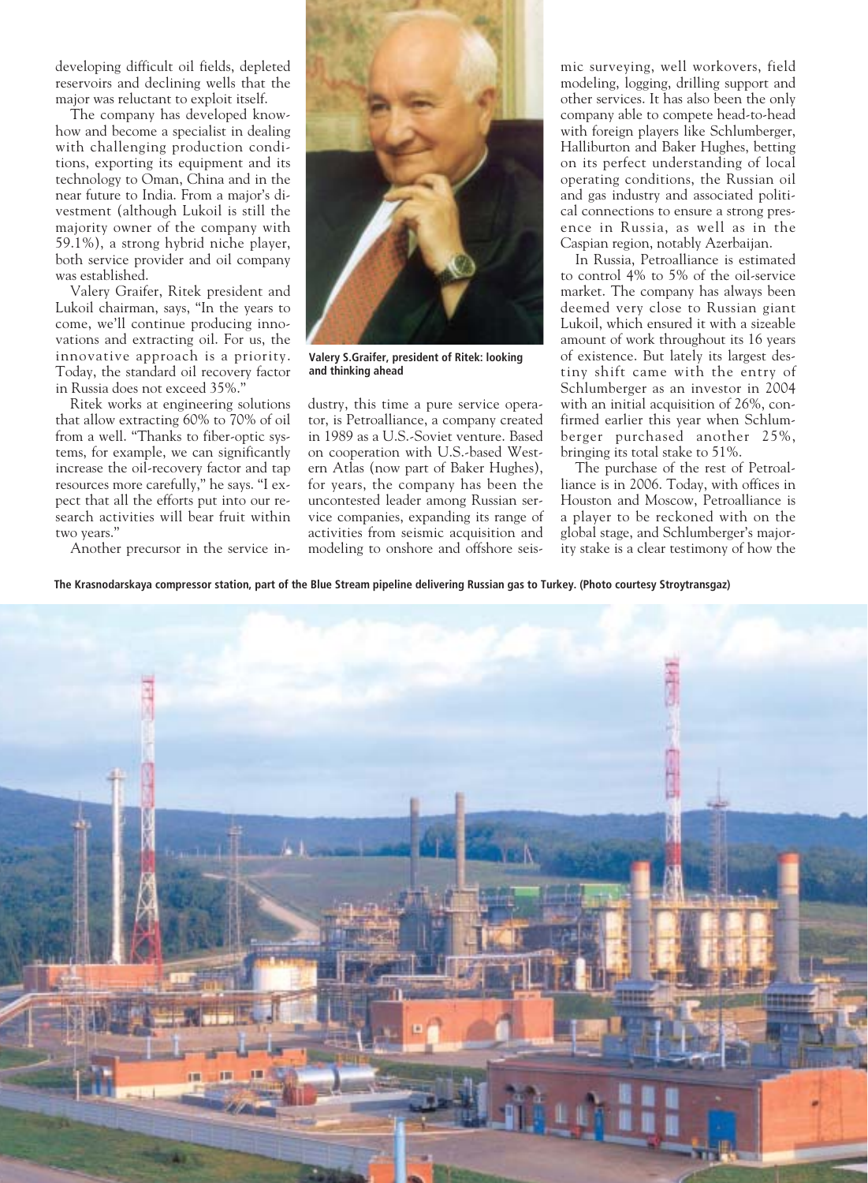developing difficult oil fields, depleted reservoirs and declining wells that the major was reluctant to exploit itself.

The company has developed know-how and become a specialist in dealing with challenging production conditions, exporting its equipment and its technology to Oman, China and in the near future to India. From a major's divestment (although Lukoil is still the majority owner of the company with 59.1%), a strong hybrid niche player, both service provider and oil company was established.

Valery Graifer, Ritek president and Lukoil chairman, says, "In the years to come, we'll continue producing innovations and extracting oil. For us, the innovative approach is a priority. Today, the standard oil recovery factor in Russia does not exceed 35%."

Ritek works at engineering solutions that allow extracting 60% to 70% of oil from a well. "Thanks to fiber-optic systems, for example, we can significantly increase the oil-recovery factor and tap resources more carefully," he says. "I expect that all the efforts put into our research activities will bear fruit within two years."

**Valery S.Graifer, president of Ritek: looking and thinking ahead**

Another precursor in the service industry, this time a pure service operator, is Petroalliance, a company created in 1989 as a U.S.-Soviet venture. Based on cooperation with U.S.-based Western Atlas (now part of Baker Hughes), for years, the company has been the uncontested leader among Russian service companies, expanding its range of activities from seismic acquisition and modeling to onshore and offshore seismic surveying, well workovers, field modeling, logging, drilling support and other services. It has also been the only company able to compete head-to-head with foreign players like Schlumberger, Halliburton and Baker Hughes, betting on its perfect understanding of local operating conditions, the Russian oil and gas industry and associated political connections to ensure a strong presence in Russia, as well as in the Caspian region, notably Azerbaijan.

In Russia, Petroalliance is estimated to control 4% to 5% of the oil-service market. The company has always been deemed very close to Russian giant Lukoil, which ensured it with a sizeable amount of work throughout its 16 years of existence. But lately its largest destiny shift came with the entry of Schlumberger as an investor in 2004 with an initial acquisition of 26%, confirmed earlier this year when Schlumberger purchased another 25%, bringing its total stake to 51%.

The purchase of the rest of Petroalliance is in 2006. Today, with offices in Houston and Moscow, Petroalliance is a player to be reckoned with on the global stage, and Schlumberger's majority stake is a clear testimony of how the

**The Krasnodarskaya compressor station, part of the Blue Stream pipeline delivering Russian gas to Turkey. (Photo courtesy Stroytransgaz)**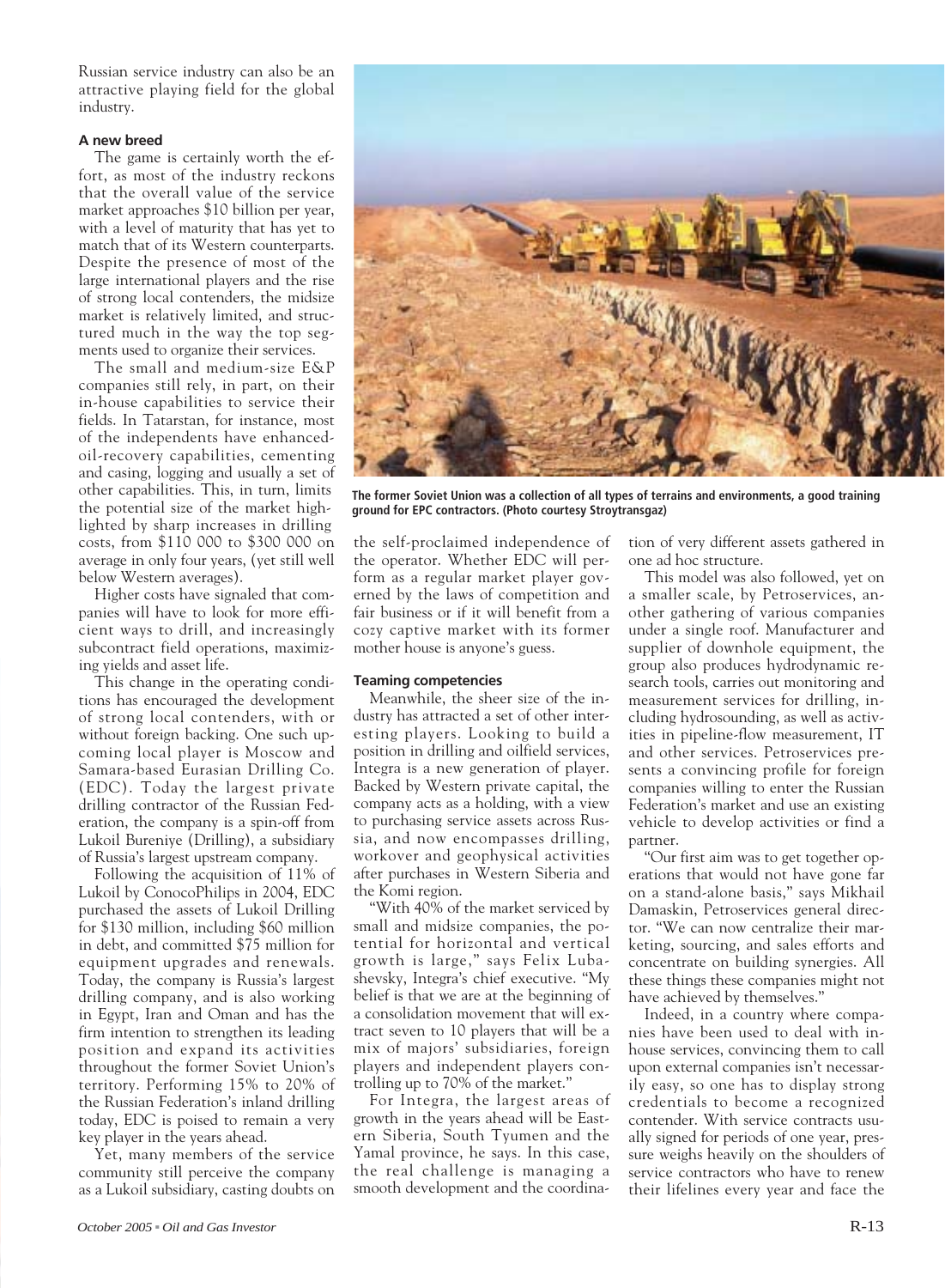Russian service industry can also be an attractive playing field for the global industry.

### A new breed

The game is certainly worth the effort, as most of the industry reckons that the overall value of the service market approaches $10 billion per year, with a level of maturity that has yet to match that of its Western counterparts. Despite the presence of most of the large international players and the rise of strong local contenders, the midsize market is relatively limited, and structured much in the way the top segments used to organize their services.

The small and medium-size E&P companies still rely, in part, on their in-house capabilities to service their fields. In Tatarstan, for instance, most of the independents have enhanced-oil-recovery capabilities, cementing and casing, logging and usually a set of other capabilities. This, in turn, limits the potential size of the market highlighted by sharp increases in drilling costs, from $110 000 to $300 000 on average in only four years, (yet still well below Western averages).

Higher costs have signaled that companies will have to look for more efficient ways to drill, and increasingly subcontract field operations, maximizing yields and asset life.

This change in the operating conditions has encouraged the development of strong local contenders, with or without foreign backing. One such upcoming local player is Moscow and Samara-based Eurasian Drilling Co. (EDC). Today the largest private drilling contractor of the Russian Federation, the company is a spin-off from Lukoil Bureniye (Drilling), a subsidiary of Russia's largest upstream company.

Following the acquisition of 11% of Lukoil by ConocoPhilips in 2004, EDC purchased the assets of Lukoil Drilling for $130 million, including $60 million in debt, and committed $75 million for equipment upgrades and renewals. Today, the company is Russia's largest drilling company, and is also working in Egypt, Iran and Oman and has the firm intention to strengthen its leading position and expand its activities throughout the former Soviet Union's territory. Performing 15% to 20% of the Russian Federation's inland drilling today, EDC is poised to remain a very key player in the years ahead.

Yet, many members of the service community still perceive the company as a Lukoil subsidiary, casting doubts on the self-proclaimed independence of the operator. Whether EDC will perform as a regular market player governed by the laws of competition and fair business or if it will benefit from a cozy captive market with its former mother house is anyone's guess.

The former Soviet Union was a collection of all types of terrains and environments, a good training ground for EPC contractors. (Photo courtesy Stroytransgaz)

### Teaming competencies

Meanwhile, the sheer size of the industry has attracted a set of other interesting players. Looking to build a position in drilling and oilfield services, Integra is a new generation of player. Backed by Western private capital, the company acts as a holding, with a view to purchasing service assets across Russia, and now encompasses drilling, workover and geophysical activities after purchases in Western Siberia and the Komi region.

"With 40% of the market serviced by small and midsize companies, the potential for horizontal and vertical growth is large," says Felix Lubashevsky, Integra's chief executive. "My belief is that we are at the beginning of a consolidation movement that will extract seven to 10 players that will be a mix of majors' subsidiaries, foreign players and independent players controlling up to 70% of the market."

For Integra, the largest areas of growth in the years ahead will be Eastern Siberia, South Tyumen and the Yamal province, he says. In this case, the real challenge is managing a smooth development and the coordination of very different assets gathered in one ad hoc structure.

This model was also followed, yet on a smaller scale, by Petroservices, another gathering of various companies under a single roof. Manufacturer and supplier of downhole equipment, the group also produces hydrodynamic research tools, carries out monitoring and measurement services for drilling, including hydrosounding, as well as activities in pipeline-flow measurement, IT and other services. Petroservices presents a convincing profile for foreign companies willing to enter the Russian Federation's market and use an existing vehicle to develop activities or find a partner.

"Our first aim was to get together operations that would not have gone far on a stand-alone basis," says Mikhail Damaskin, Petroservices general director. "We can now centralize their marketing, sourcing, and sales efforts and concentrate on building synergies. All these things these companies might not have achieved by themselves."

Indeed, in a country where companies have been used to deal with in-house services, convincing them to call upon external companies isn't necessarily easy, so one has to display strong credentials to become a recognized contender. With service contracts usually signed for periods of one year, pressure weighs heavily on the shoulders of service contractors who have to renew their lifelines every year and face the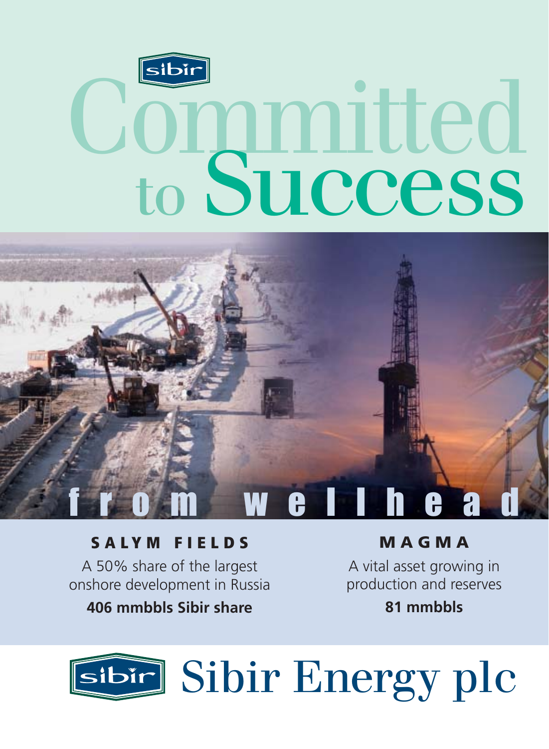sibir

# Committed to Success

from wellhead

## SALYM FIELDS

A 50% share of the largest onshore development in Russia

**406 mmbbls Sibir share**

## MAGMA

A vital asset growing in production and reserves

**81 mmbbls**

sibir Sibir Energy plc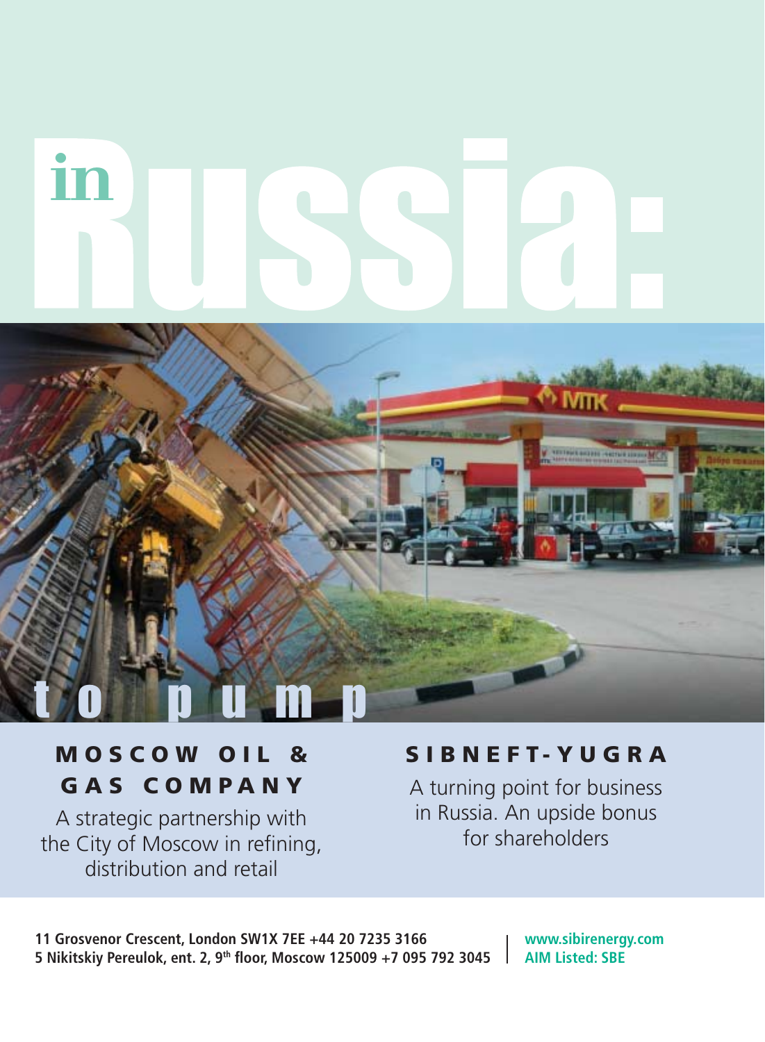# in Russia: to pump

## MOSCOW OIL & GAS COMPANY

A strategic partnership with the City of Moscow in refining, distribution and retail

## SIBNEFT-YUGRA

A turning point for business in Russia. An upside bonus for shareholders

**11 Grosvenor Crescent, London SW1X 7EE +44 20 7235 3166**
**5 Nikitskiy Pereulok, ent. 2, 9th floor, Moscow 125009 +7 095 792 3045**

**www.sibirenergy.com**
**AIM Listed: SBE**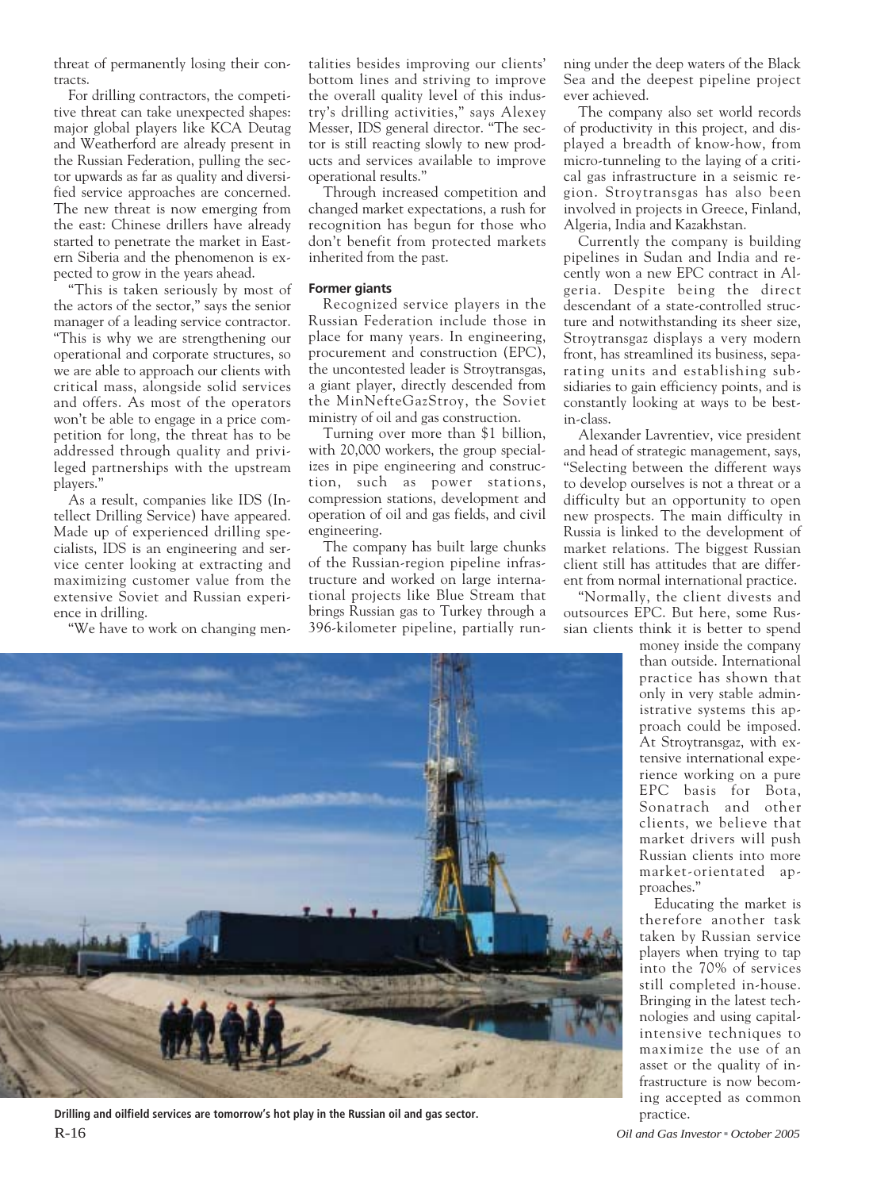threat of permanently losing their contracts.

For drilling contractors, the competitive threat can take unexpected shapes: major global players like KCA Deutag and Weatherford are already present in the Russian Federation, pulling the sector upwards as far as quality and diversified service approaches are concerned. The new threat is now emerging from the east: Chinese drillers have already started to penetrate the market in Eastern Siberia and the phenomenon is expected to grow in the years ahead.

"This is taken seriously by most of the actors of the sector," says the senior manager of a leading service contractor. "This is why we are strengthening our operational and corporate structures, so we are able to approach our clients with critical mass, alongside solid services and offers. As most of the operators won't be able to engage in a price competition for long, the threat has to be addressed through quality and privileged partnerships with the upstream players."

As a result, companies like IDS (Intellect Drilling Service) have appeared. Made up of experienced drilling specialists, IDS is an engineering and service center looking at extracting and maximizing customer value from the extensive Soviet and Russian experience in drilling.

"We have to work on changing mentalities besides improving our clients' bottom lines and striving to improve the overall quality level of this industry's drilling activities," says Alexey Messer, IDS general director. "The sector is still reacting slowly to new products and services available to improve operational results."

Through increased competition and changed market expectations, a rush for recognition has begun for those who don't benefit from protected markets inherited from the past.

**Former giants**

Recognized service players in the Russian Federation include those in place for many years. In engineering, procurement and construction (EPC), the uncontested leader is Stroytransgas, a giant player, directly descended from the MinNefteGazStroy, the Soviet ministry of oil and gas construction.

Turning over more than $1 billion, with 20,000 workers, the group specializes in pipe engineering and construction, such as power stations, compression stations, development and operation of oil and gas fields, and civil engineering.

The company has built large chunks of the Russian-region pipeline infrastructure and worked on large international projects like Blue Stream that brings Russian gas to Turkey through a 396-kilometer pipeline, partially running under the deep waters of the Black Sea and the deepest pipeline project ever achieved.

The company also set world records of productivity in this project, and displayed a breadth of know-how, from micro-tunneling to the laying of a critical gas infrastructure in a seismic region. Stroytransgas has also been involved in projects in Greece, Finland, Algeria, India and Kazakhstan.

Currently the company is building pipelines in Sudan and India and recently won a new EPC contract in Algeria. Despite being the direct descendant of a state-controlled structure and notwithstanding its sheer size, Stroytransgaz displays a very modern front, has streamlined its business, separating units and establishing subsidiaries to gain efficiency points, and is constantly looking at ways to be best-in-class.

Alexander Lavrentiev, vice president and head of strategic management, says, "Selecting between the different ways to develop ourselves is not a threat or a difficulty but an opportunity to open new prospects. The main difficulty in Russia is linked to the development of market relations. The biggest Russian client still has attitudes that are different from normal international practice.

"Normally, the client divests and outsources EPC. But here, some Russian clients think it is better to spend money inside the company than outside. International practice has shown that only in very stable administrative systems this approach could be imposed. At Stroytransgaz, with extensive international experience working on a pure EPC basis for Bota, Sonatrach and other clients, we believe that market drivers will push Russian clients into more market-orientated approaches."

Educating the market is therefore another task taken by Russian service players when trying to tap into the 70% of services still completed in-house. Bringing in the latest technologies and using capital-intensive techniques to maximize the use of an asset or the quality of infrastructure is now becoming accepted as common practice.

**Drilling and oilfield services are tomorrow's hot play in the Russian oil and gas sector.**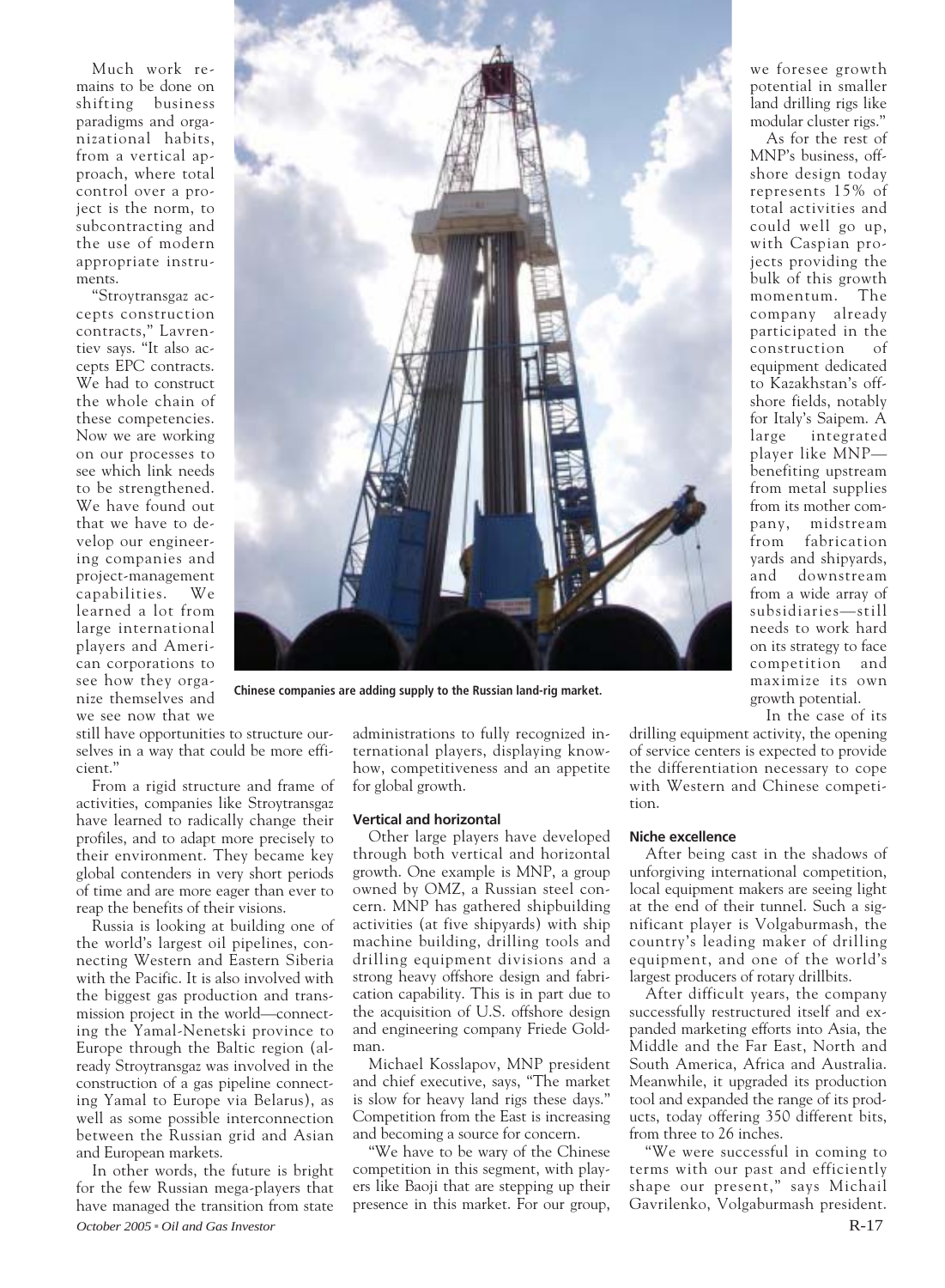Much work remains to be done on shifting business paradigms and organizational habits, from a vertical approach, where total control over a project is the norm, to subcontracting and the use of modern appropriate instruments.

"Stroytransgaz accepts construction contracts," Lavrentiev says. "It also accepts EPC contracts. We had to construct the whole chain of these competencies. Now we are working on our processes to see which link needs to be strengthened. We have found out that we have to develop our engineering companies and project-management capabilities. We learned a lot from large international players and American corporations to see how they organize themselves and we see now that we still have opportunities to structure ourselves in a way that could be more efficient."

From a rigid structure and frame of activities, companies like Stroytransgaz have learned to radically change their profiles, and to adapt more precisely to their environment. They became key global contenders in very short periods of time and are more eager than ever to reap the benefits of their visions.

Russia is looking at building one of the world's largest oil pipelines, connecting Western and Eastern Siberia with the Pacific. It is also involved with the biggest gas production and transmission project in the world—connecting the Yamal-Nenetski province to Europe through the Baltic region (already Stroytransgaz was involved in the construction of a gas pipeline connecting Yamal to Europe via Belarus), as well as some possible interconnection between the Russian grid and Asian and European markets.

In other words, the future is bright for the few Russian mega-players that have managed the transition from state administrations to fully recognized international players, displaying know-how, competitiveness and an appetite for global growth.

**Chinese companies are adding supply to the Russian land-rig market.**

### Vertical and horizontal

Other large players have developed through both vertical and horizontal growth. One example is MNP, a group owned by OMZ, a Russian steel concern. MNP has gathered shipbuilding activities (at five shipyards) with ship machine building, drilling tools and drilling equipment divisions and a strong heavy offshore design and fabrication capability. This is in part due to the acquisition of U.S. offshore design and engineering company Friede Goldman.

Michael Kosslapov, MNP president and chief executive, says, "The market is slow for heavy land rigs these days." Competition from the East is increasing and becoming a source for concern.

"We have to be wary of the Chinese competition in this segment, with players like Baoji that are stepping up their presence in this market. For our group, we foresee growth potential in smaller land drilling rigs like modular cluster rigs."

As for the rest of MNP's business, offshore design today represents 15% of total activities and could well go up, with Caspian projects providing the bulk of this growth momentum. The company already participated in the construction of equipment dedicated to Kazakhstan's offshore fields, notably for Italy's Saipem. A large integrated player like MNP—benefiting upstream from metal supplies from its mother company, midstream from fabrication yards and shipyards, and downstream from a wide array of subsidiaries—still needs to work hard on its strategy to face competition and maximize its own growth potential.

In the case of its drilling equipment activity, the opening of service centers is expected to provide the differentiation necessary to cope with Western and Chinese competition.

### Niche excellence

After being cast in the shadows of unforgiving international competition, local equipment makers are seeing light at the end of their tunnel. Such a significant player is Volgaburmash, the country's leading maker of drilling equipment, and one of the world's largest producers of rotary drillbits.

After difficult years, the company successfully restructured itself and expanded marketing efforts into Asia, the Middle and the Far East, North and South America, Africa and Australia. Meanwhile, it upgraded its production tool and expanded the range of its products, today offering 350 different bits, from three to 26 inches.

"We were successful in coming to terms with our past and efficiently shape our present," says Michail Gavrilenko, Volgaburmash president.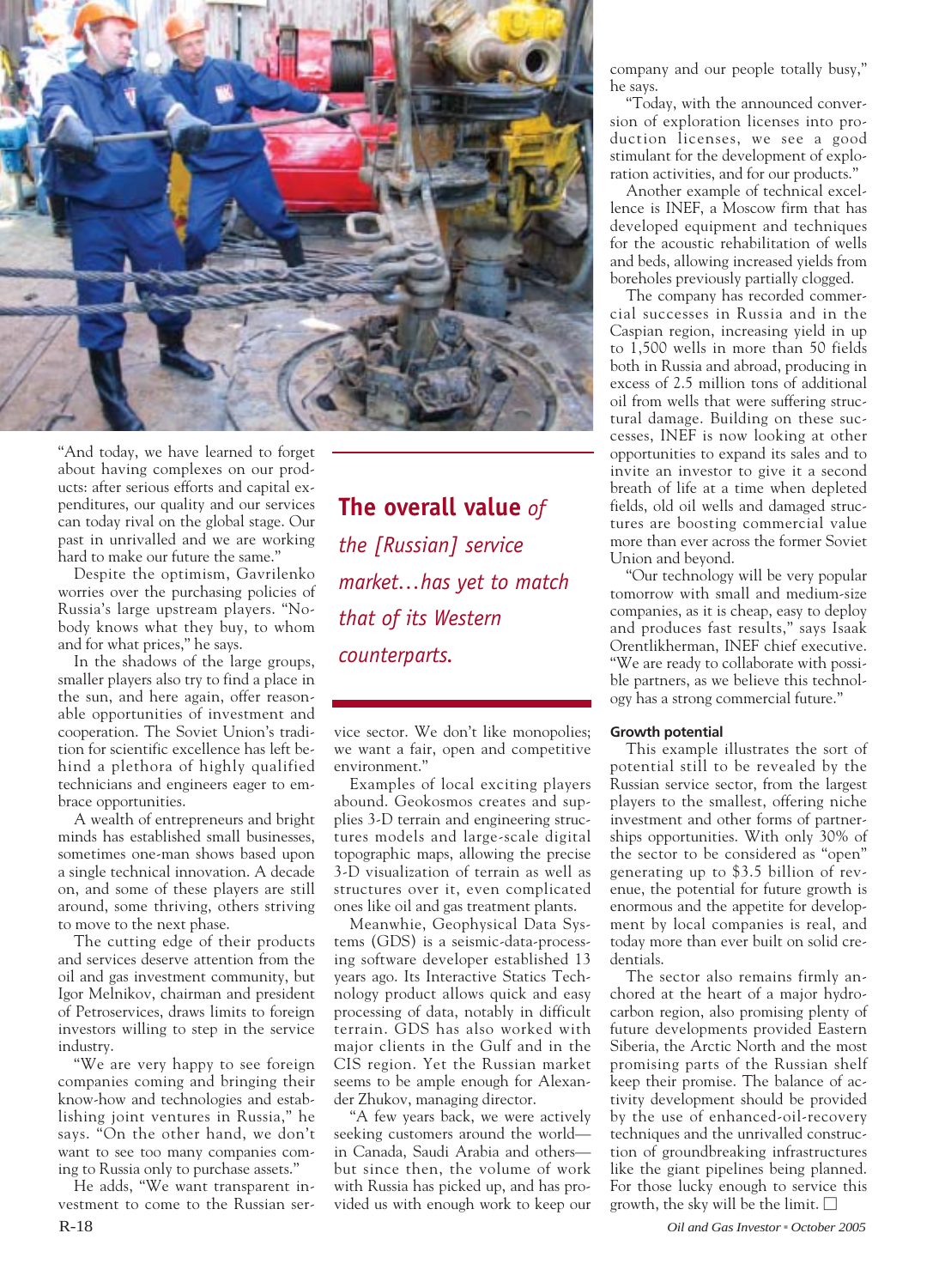"And today, we have learned to forget about having complexes on our products: after serious efforts and capital expenditures, our quality and our services can today rival on the global stage. Our past in unrivalled and we are working hard to make our future the same."

Despite the optimism, Gavrilenko worries over the purchasing policies of Russia's large upstream players. "Nobody knows what they buy, to whom and for what prices," he says.

In the shadows of the large groups, smaller players also try to find a place in the sun, and here again, offer reasonable opportunities of investment and cooperation. The Soviet Union's tradition for scientific excellence has left behind a plethora of highly qualified technicians and engineers eager to embrace opportunities.

A wealth of entrepreneurs and bright minds has established small businesses, sometimes one-man shows based upon a single technical innovation. A decade on, and some of these players are still around, some thriving, others striving to move to the next phase.

The cutting edge of their products and services deserve attention from the oil and gas investment community, but Igor Melnikov, chairman and president of Petroservices, draws limits to foreign investors willing to step in the service industry.

"We are very happy to see foreign companies coming and bringing their know-how and technologies and establishing joint ventures in Russia," he says. "On the other hand, we don't want to see too many companies coming to Russia only to purchase assets."

He adds, "We want transparent investment to come to the Russian service sector. We don't like monopolies; we want a fair, open and competitive environment."

**The overall value** *of the [Russian] service market…has yet to match that of its Western counterparts.*

Examples of local exciting players abound. Geokosmos creates and supplies 3-D terrain and engineering structures models and large-scale digital topographic maps, allowing the precise 3-D visualization of terrain as well as structures over it, even complicated ones like oil and gas treatment plants.

Meanwhie, Geophysical Data Systems (GDS) is a seismic-data-processing software developer established 13 years ago. Its Interactive Statics Technology product allows quick and easy processing of data, notably in difficult terrain. GDS has also worked with major clients in the Gulf and in the CIS region. Yet the Russian market seems to be ample enough for Alexander Zhukov, managing director.

"A few years back, we were actively seeking customers around the world—in Canada, Saudi Arabia and others—but since then, the volume of work with Russia has picked up, and has provided us with enough work to keep our company and our people totally busy," he says.

"Today, with the announced conversion of exploration licenses into production licenses, we see a good stimulant for the development of exploration activities, and for our products."

Another example of technical excellence is INEF, a Moscow firm that has developed equipment and techniques for the acoustic rehabilitation of wells and beds, allowing increased yields from boreholes previously partially clogged.

The company has recorded commercial successes in Russia and in the Caspian region, increasing yield in up to 1,500 wells in more than 50 fields both in Russia and abroad, producing in excess of 2.5 million tons of additional oil from wells that were suffering structural damage. Building on these successes, INEF is now looking at other opportunities to expand its sales and to invite an investor to give it a second breath of life at a time when depleted fields, old oil wells and damaged structures are boosting commercial value more than ever across the former Soviet Union and beyond.

"Our technology will be very popular tomorrow with small and medium-size companies, as it is cheap, easy to deploy and produces fast results," says Isaak Orentlikherman, INEF chief executive. "We are ready to collaborate with possible partners, as we believe this technology has a strong commercial future."

### Growth potential

This example illustrates the sort of potential still to be revealed by the Russian service sector, from the largest players to the smallest, offering niche investment and other forms of partnerships opportunities. With only 30% of the sector to be considered as "open" generating up to $3.5 billion of revenue, the potential for future growth is enormous and the appetite for development by local companies is real, and today more than ever built on solid credentials.

The sector also remains firmly anchored at the heart of a major hydrocarbon region, also promising plenty of future developments provided Eastern Siberia, the Arctic North and the most promising parts of the Russian shelf keep their promise. The balance of activity development should be provided by the use of enhanced-oil-recovery techniques and the unrivalled construction of groundbreaking infrastructures like the giant pipelines being planned. For those lucky enough to service this growth, the sky will be the limit. □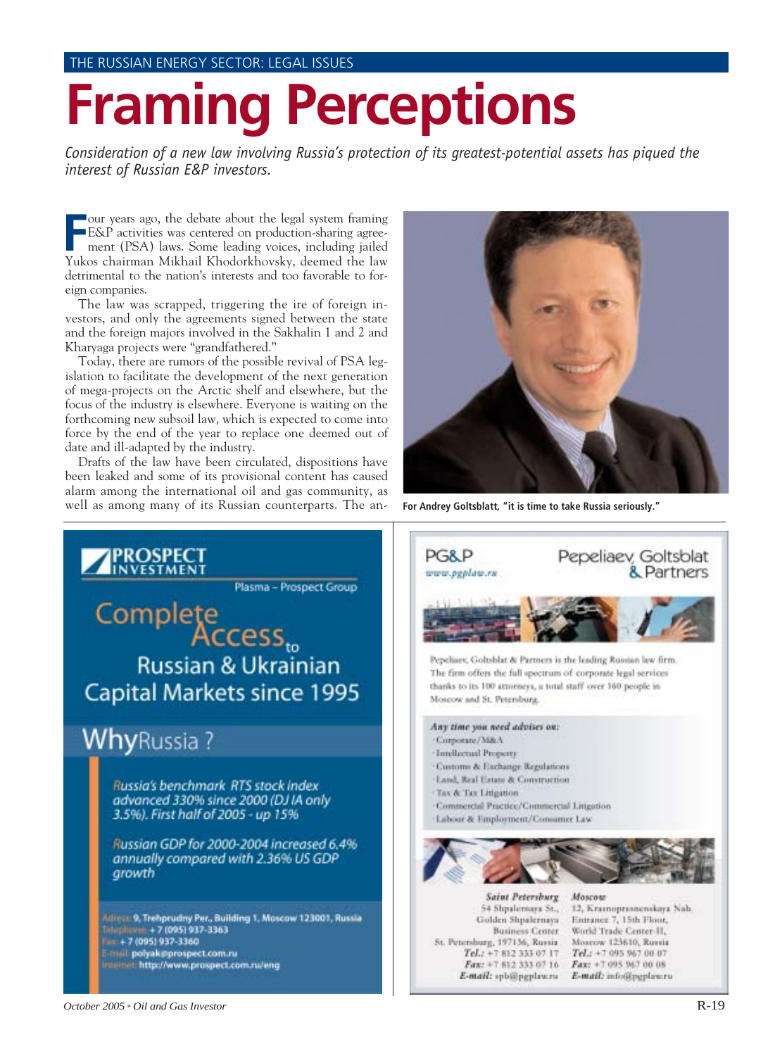THE RUSSIAN ENERGY SECTOR: LEGAL ISSUES

# Framing Perceptions

*Consideration of a new law involving Russia's protection of its greatest-potential assets has piqued the interest of Russian E&P investors.*

Four years ago, the debate about the legal system framing E&P activities was centered on production-sharing agreement (PSA) laws. Some leading voices, including jailed Yukos chairman Mikhail Khodorkhovsky, deemed the law detrimental to the nation's interests and too favorable to foreign companies.

The law was scrapped, triggering the ire of foreign investors, and only the agreements signed between the state and the foreign majors involved in the Sakhalin 1 and 2 and Kharyaga projects were "grandfathered."

Today, there are rumors of the possible revival of PSA legislation to facilitate the development of the next generation of mega-projects on the Arctic shelf and elsewhere, but the focus of the industry is elsewhere. Everyone is waiting on the forthcoming new subsoil law, which is expected to come into force by the end of the year to replace one deemed out of date and ill-adapted by the industry.

Drafts of the law have been circulated, dispositions have been leaked and some of its provisional content has caused alarm among the international oil and gas community, as well as among many of its Russian counterparts. The an-

**For Andrey Goltsblatt, "it is time to take Russia seriously."**

---

**PROSPECT INVESTMENT**

Plasma – Prospect Group

Complete Access to Russian & Ukrainian Capital Markets since 1995

## WhyRussia ?

*Russia's benchmark RTS stock index advanced 330% since 2000 (DJ IA only 3.5%). First half of 2005 - up 15%*

*Russian GDP for 2000-2004 increased 6.4% annually compared with 2.36% US GDP growth*

Address: 9, Trehprudny Per., Building 1, Moscow 123001, Russia
Telephone: + 7 (095) 937-3363
Fax: + 7 (095) 937-3360
E-mail: polyak@prospect.com.ru
Internet: http://www.prospect.com.ru/eng

---

**PG&P** www.pgplaw.ru

**Pepeliaev, Goltsblat & Partners**

Pepeliaev, Goltsblat & Partners is the leading Russian law firm. The firm offers the full spectrum of corporate legal services thanks to its 100 attorneys, a total staff over 160 people in Moscow and St. Petersburg.

***Any time you need advises on:***

- Corporate/M&A
- Intellectual Property
- Customs & Exchange Regulations
- Land, Real Estate & Construction
- Tax & Tax Litigation
- Commercial Practice/Commercial Litigation
- Labour & Employment/Consumer Law

***Saint Petersburg***
54 Shpalernaya St.,
Golden Shpalernaya Business Center
St. Petersburg, 197136, Russia
***Tel.:*** +7 812 333 07 17
***Fax:*** +7 812 333 07 16
***E-mail:*** spb@pgplaw.ru

***Moscow***
12, Krasnopresnenskaya Nab.
Entrance 7, 15th Floor,
World Trade Center-II,
Moscow 123610, Russia
***Tel.:*** +7 095 967 00 07
***Fax:*** +7 095 967 00 08
***E-mail:*** info@pgplaw.ru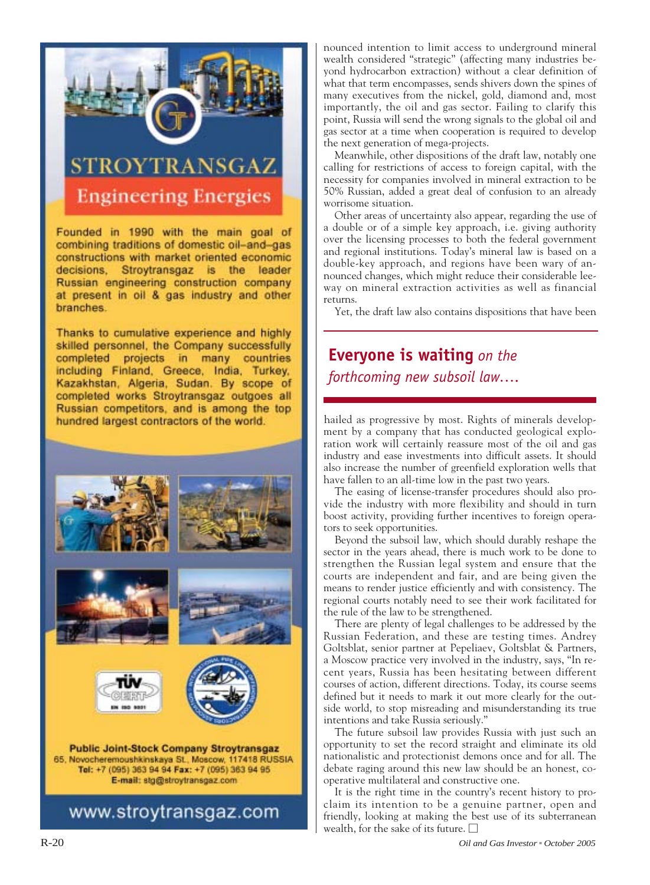## STROYTRANSGAZ

### Engineering Energies

Founded in 1990 with the main goal of combining traditions of domestic oil–and–gas constructions with market oriented economic decisions, Stroytransgaz is the leader Russian engineering construction company at present in oil & gas industry and other branches.

Thanks to cumulative experience and highly skilled personnel, the Company successfully completed projects in many countries including Finland, Greece, India, Turkey, Kazakhstan, Algeria, Sudan. By scope of completed works Stroytransgaz outgoes all Russian competitors, and is among the top hundred largest contractors of the world.

**Public Joint-Stock Company Stroytransgaz**
65, Novocheremoushkinskaya St., Moscow, 117418 RUSSIA
**Tel:** +7 (095) 363 94 94 **Fax:** +7 (095) 363 94 95
**E-mail:** stg@stroytransgaz.com

www.stroytransgaz.com

nounced intention to limit access to underground mineral wealth considered "strategic" (affecting many industries beyond hydrocarbon extraction) without a clear definition of what that term encompasses, sends shivers down the spines of many executives from the nickel, gold, diamond and, most importantly, the oil and gas sector. Failing to clarify this point, Russia will send the wrong signals to the global oil and gas sector at a time when cooperation is required to develop the next generation of mega-projects.

Meanwhile, other dispositions of the draft law, notably one calling for restrictions of access to foreign capital, with the necessity for companies involved in mineral extraction to be 50% Russian, added a great deal of confusion to an already worrisome situation.

Other areas of uncertainty also appear, regarding the use of a double or of a simple key approach, i.e. giving authority over the licensing processes to both the federal government and regional institutions. Today's mineral law is based on a double-key approach, and regions have been wary of announced changes, which might reduce their considerable leeway on mineral extraction activities as well as financial returns.

Yet, the draft law also contains dispositions that have been

> **Everyone is waiting** *on the forthcoming new subsoil law….*

hailed as progressive by most. Rights of minerals development by a company that has conducted geological exploration work will certainly reassure most of the oil and gas industry and ease investments into difficult assets. It should also increase the number of greenfield exploration wells that have fallen to an all-time low in the past two years.

The easing of license-transfer procedures should also provide the industry with more flexibility and should in turn boost activity, providing further incentives to foreign operators to seek opportunities.

Beyond the subsoil law, which should durably reshape the sector in the years ahead, there is much work to be done to strengthen the Russian legal system and ensure that the courts are independent and fair, and are being given the means to render justice efficiently and with consistency. The regional courts notably need to see their work facilitated for the rule of the law to be strengthened.

There are plenty of legal challenges to be addressed by the Russian Federation, and these are testing times. Andrey Goltsblat, senior partner at Pepeliaev, Goltsblat & Partners, a Moscow practice very involved in the industry, says, "In recent years, Russia has been hesitating between different courses of action, different directions. Today, its course seems defined but it needs to mark it out more clearly for the outside world, to stop misreading and misunderstanding its true intentions and take Russia seriously."

The future subsoil law provides Russia with just such an opportunity to set the record straight and eliminate its old nationalistic and protectionist demons once and for all. The debate raging around this new law should be an honest, cooperative multilateral and constructive one.

It is the right time in the country's recent history to proclaim its intention to be a genuine partner, open and friendly, looking at making the best use of its subterranean wealth, for the sake of its future. □